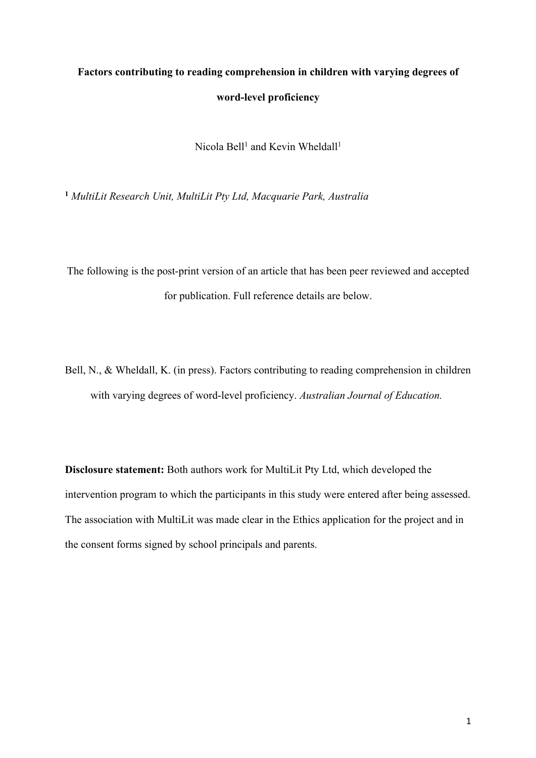# Factors contributing to reading comprehension in children with varying degrees of word-level proficiency

Nicola Bell[1] and Kevin Wheldall[1]

[1] *MultiLit Research Unit, MultiLit Pty Ltd, Macquarie Park, Australia*

The following is the post-print version of an article that has been peer reviewed and accepted for publication. Full reference details are below.

Bell, N., & Wheldall, K. (in press). Factors contributing to reading comprehension in children with varying degrees of word-level proficiency. *Australian Journal of Education.*

**Disclosure statement:** Both authors work for MultiLit Pty Ltd, which developed the intervention program to which the participants in this study were entered after being assessed. The association with MultiLit was made clear in the Ethics application for the project and in the consent forms signed by school principals and parents.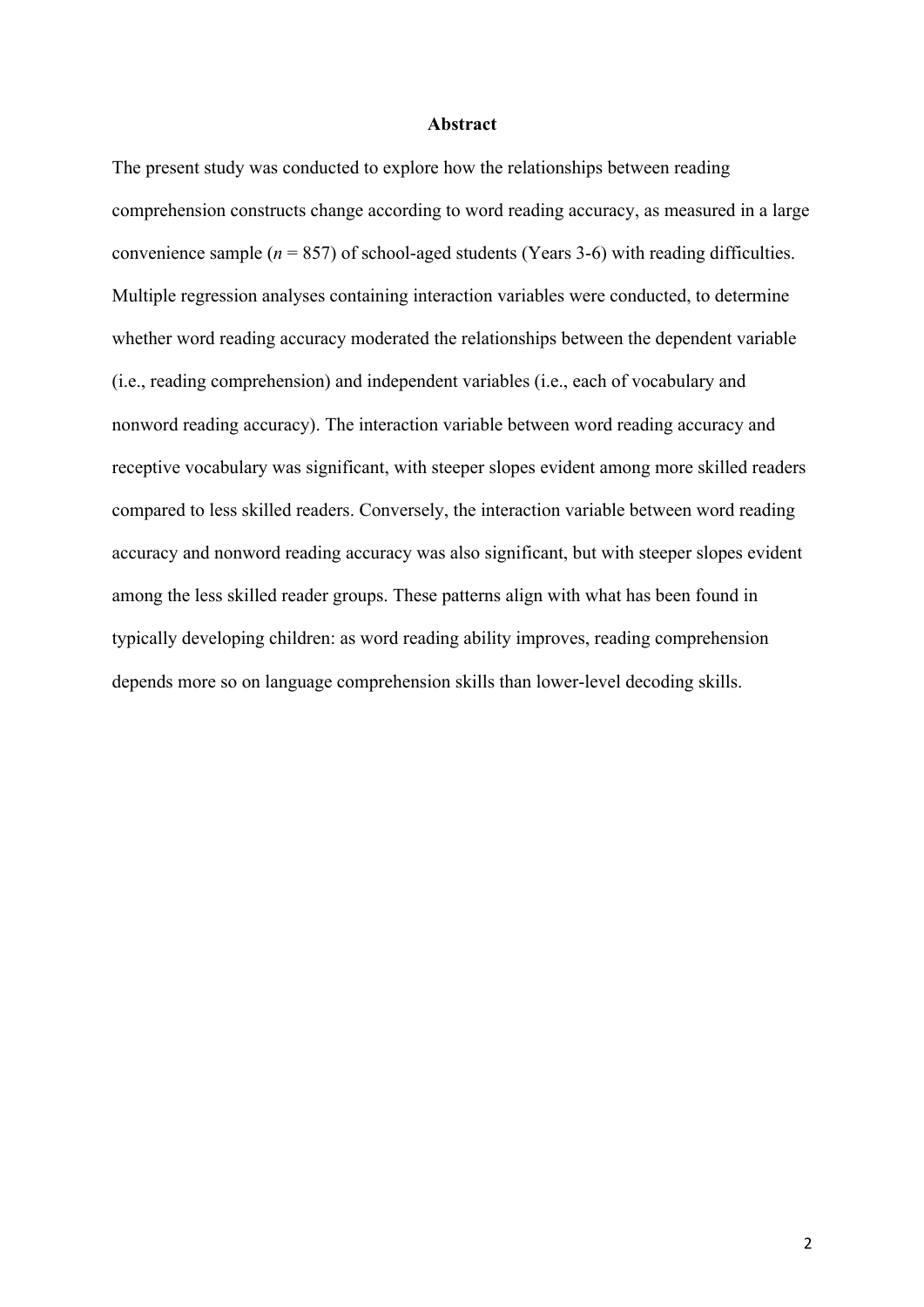## Abstract

The present study was conducted to explore how the relationships between reading comprehension constructs change according to word reading accuracy, as measured in a large convenience sample ($n$ = 857) of school-aged students (Years 3-6) with reading difficulties. Multiple regression analyses containing interaction variables were conducted, to determine whether word reading accuracy moderated the relationships between the dependent variable (i.e., reading comprehension) and independent variables (i.e., each of vocabulary and nonword reading accuracy). The interaction variable between word reading accuracy and receptive vocabulary was significant, with steeper slopes evident among more skilled readers compared to less skilled readers. Conversely, the interaction variable between word reading accuracy and nonword reading accuracy was also significant, but with steeper slopes evident among the less skilled reader groups. These patterns align with what has been found in typically developing children: as word reading ability improves, reading comprehension depends more so on language comprehension skills than lower-level decoding skills.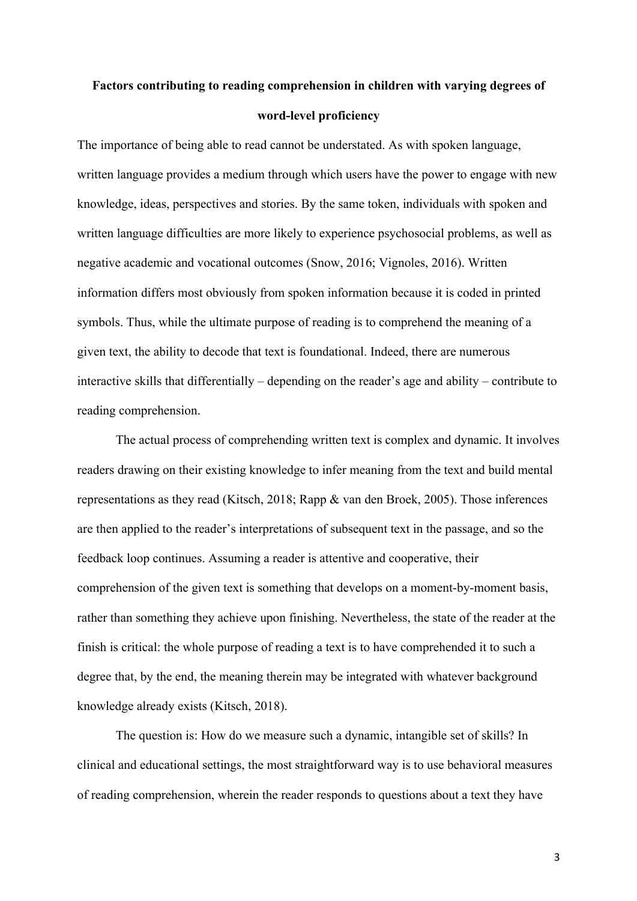# Factors contributing to reading comprehension in children with varying degrees of word-level proficiency

The importance of being able to read cannot be understated. As with spoken language, written language provides a medium through which users have the power to engage with new knowledge, ideas, perspectives and stories. By the same token, individuals with spoken and written language difficulties are more likely to experience psychosocial problems, as well as negative academic and vocational outcomes (Snow, 2016; Vignoles, 2016). Written information differs most obviously from spoken information because it is coded in printed symbols. Thus, while the ultimate purpose of reading is to comprehend the meaning of a given text, the ability to decode that text is foundational. Indeed, there are numerous interactive skills that differentially – depending on the reader's age and ability – contribute to reading comprehension.

The actual process of comprehending written text is complex and dynamic. It involves readers drawing on their existing knowledge to infer meaning from the text and build mental representations as they read (Kitsch, 2018; Rapp & van den Broek, 2005). Those inferences are then applied to the reader's interpretations of subsequent text in the passage, and so the feedback loop continues. Assuming a reader is attentive and cooperative, their comprehension of the given text is something that develops on a moment-by-moment basis, rather than something they achieve upon finishing. Nevertheless, the state of the reader at the finish is critical: the whole purpose of reading a text is to have comprehended it to such a degree that, by the end, the meaning therein may be integrated with whatever background knowledge already exists (Kitsch, 2018).

The question is: How do we measure such a dynamic, intangible set of skills? In clinical and educational settings, the most straightforward way is to use behavioral measures of reading comprehension, wherein the reader responds to questions about a text they have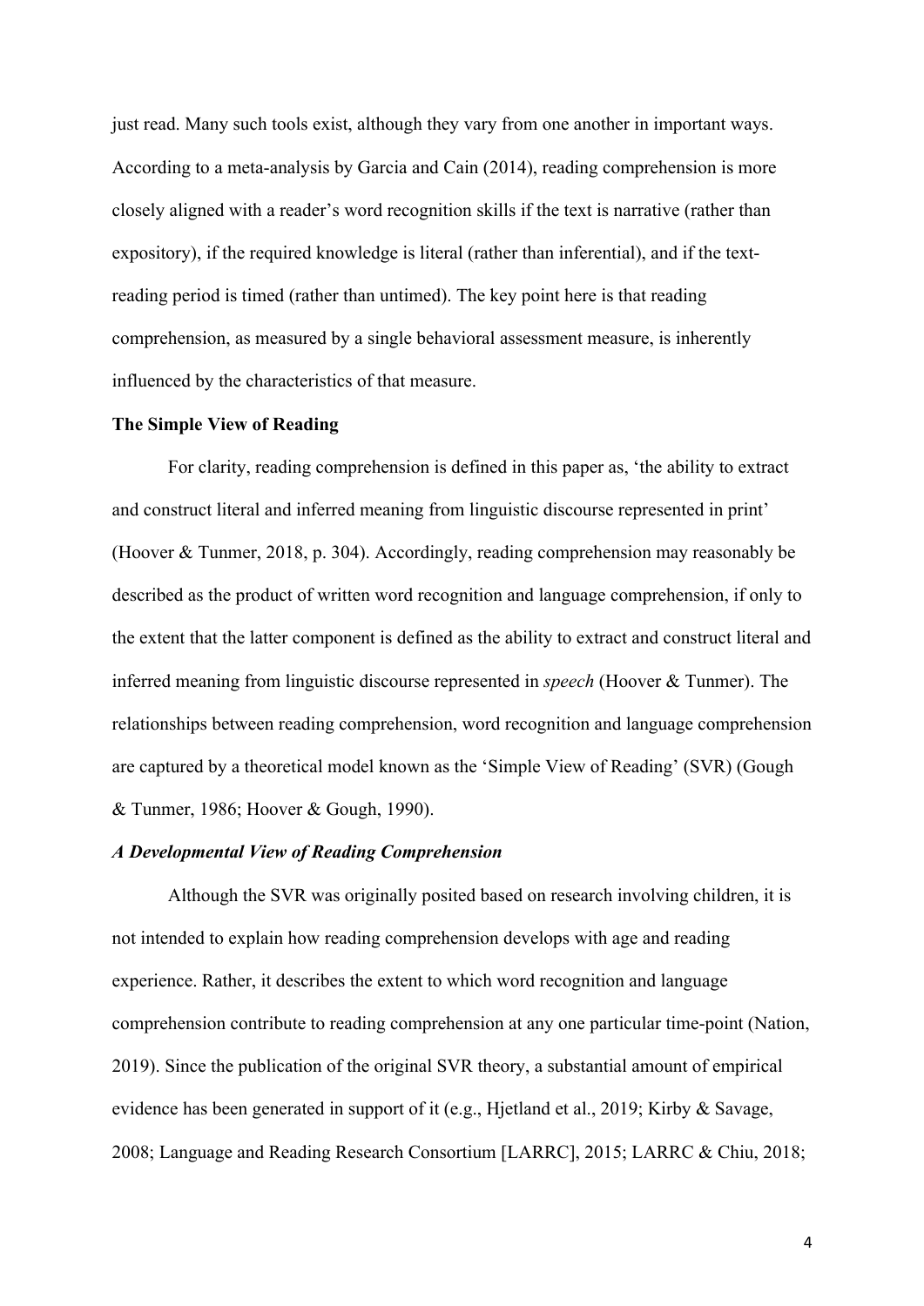just read. Many such tools exist, although they vary from one another in important ways. According to a meta-analysis by Garcia and Cain (2014), reading comprehension is more closely aligned with a reader's word recognition skills if the text is narrative (rather than expository), if the required knowledge is literal (rather than inferential), and if the text-reading period is timed (rather than untimed). The key point here is that reading comprehension, as measured by a single behavioral assessment measure, is inherently influenced by the characteristics of that measure.

## The Simple View of Reading

For clarity, reading comprehension is defined in this paper as, 'the ability to extract and construct literal and inferred meaning from linguistic discourse represented in print' (Hoover & Tunmer, 2018, p. 304). Accordingly, reading comprehension may reasonably be described as the product of written word recognition and language comprehension, if only to the extent that the latter component is defined as the ability to extract and construct literal and inferred meaning from linguistic discourse represented in *speech* (Hoover & Tunmer). The relationships between reading comprehension, word recognition and language comprehension are captured by a theoretical model known as the 'Simple View of Reading' (SVR) (Gough & Tunmer, 1986; Hoover & Gough, 1990).

### *A Developmental View of Reading Comprehension*

Although the SVR was originally posited based on research involving children, it is not intended to explain how reading comprehension develops with age and reading experience. Rather, it describes the extent to which word recognition and language comprehension contribute to reading comprehension at any one particular time-point (Nation, 2019). Since the publication of the original SVR theory, a substantial amount of empirical evidence has been generated in support of it (e.g., Hjetland et al., 2019; Kirby & Savage, 2008; Language and Reading Research Consortium [LARRC], 2015; LARRC & Chiu, 2018;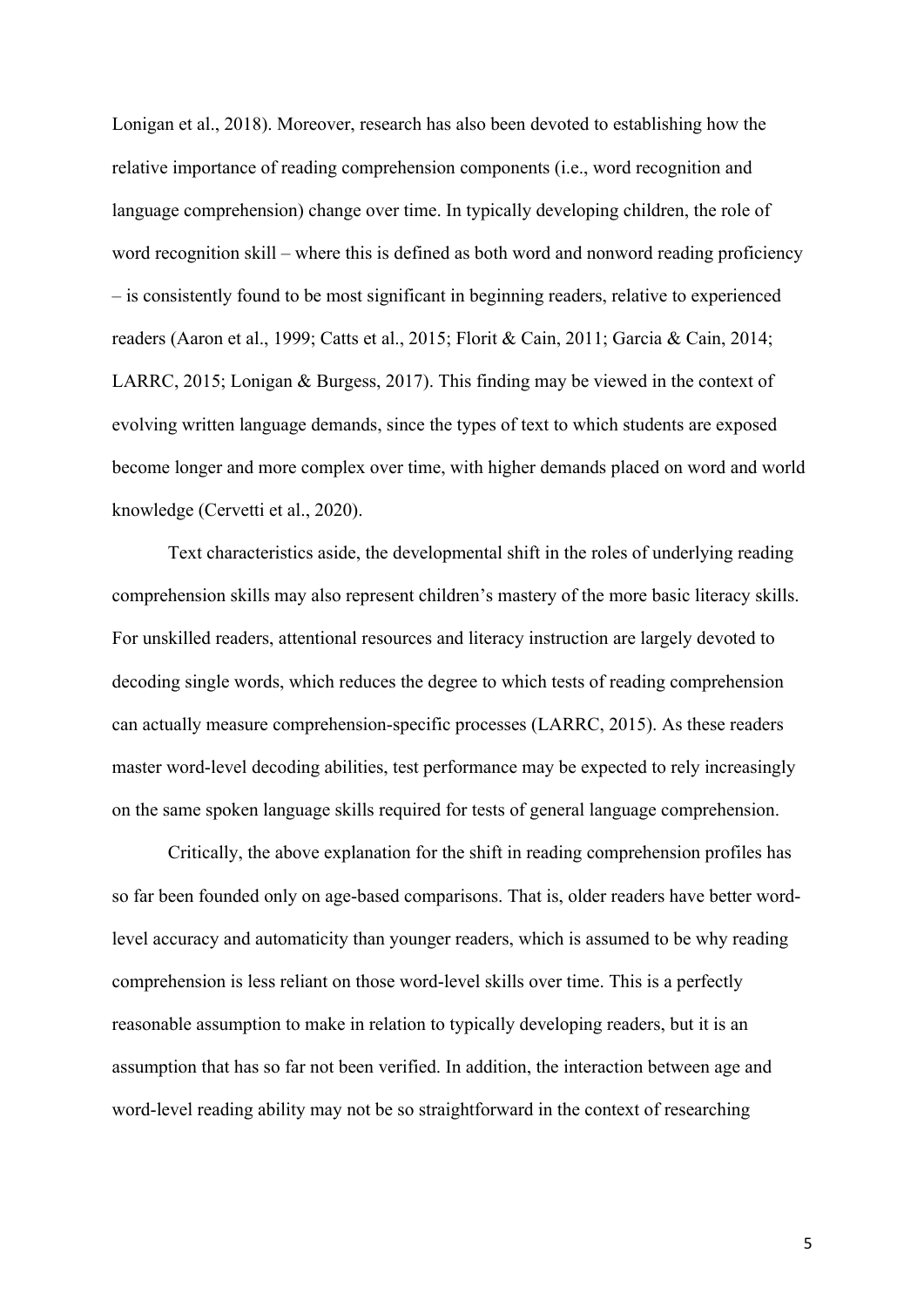Lonigan et al., 2018). Moreover, research has also been devoted to establishing how the relative importance of reading comprehension components (i.e., word recognition and language comprehension) change over time. In typically developing children, the role of word recognition skill – where this is defined as both word and nonword reading proficiency – is consistently found to be most significant in beginning readers, relative to experienced readers (Aaron et al., 1999; Catts et al., 2015; Florit & Cain, 2011; Garcia & Cain, 2014; LARRC, 2015; Lonigan & Burgess, 2017). This finding may be viewed in the context of evolving written language demands, since the types of text to which students are exposed become longer and more complex over time, with higher demands placed on word and world knowledge (Cervetti et al., 2020).

Text characteristics aside, the developmental shift in the roles of underlying reading comprehension skills may also represent children's mastery of the more basic literacy skills. For unskilled readers, attentional resources and literacy instruction are largely devoted to decoding single words, which reduces the degree to which tests of reading comprehension can actually measure comprehension-specific processes (LARRC, 2015). As these readers master word-level decoding abilities, test performance may be expected to rely increasingly on the same spoken language skills required for tests of general language comprehension.

Critically, the above explanation for the shift in reading comprehension profiles has so far been founded only on age-based comparisons. That is, older readers have better word-level accuracy and automaticity than younger readers, which is assumed to be why reading comprehension is less reliant on those word-level skills over time. This is a perfectly reasonable assumption to make in relation to typically developing readers, but it is an assumption that has so far not been verified. In addition, the interaction between age and word-level reading ability may not be so straightforward in the context of researching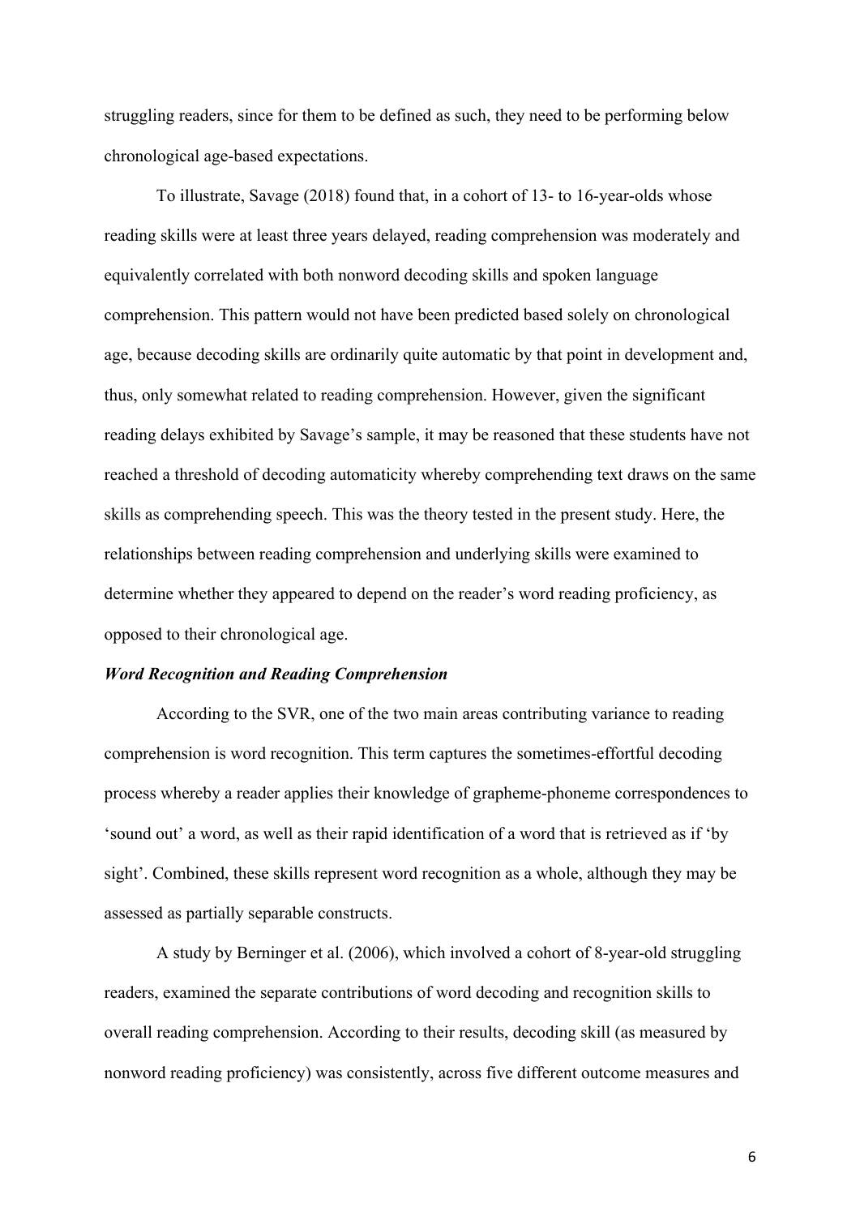struggling readers, since for them to be defined as such, they need to be performing below chronological age-based expectations.

To illustrate, Savage (2018) found that, in a cohort of 13- to 16-year-olds whose reading skills were at least three years delayed, reading comprehension was moderately and equivalently correlated with both nonword decoding skills and spoken language comprehension. This pattern would not have been predicted based solely on chronological age, because decoding skills are ordinarily quite automatic by that point in development and, thus, only somewhat related to reading comprehension. However, given the significant reading delays exhibited by Savage's sample, it may be reasoned that these students have not reached a threshold of decoding automaticity whereby comprehending text draws on the same skills as comprehending speech. This was the theory tested in the present study. Here, the relationships between reading comprehension and underlying skills were examined to determine whether they appeared to depend on the reader's word reading proficiency, as opposed to their chronological age.

### *Word Recognition and Reading Comprehension*

According to the SVR, one of the two main areas contributing variance to reading comprehension is word recognition. This term captures the sometimes-effortful decoding process whereby a reader applies their knowledge of grapheme-phoneme correspondences to 'sound out' a word, as well as their rapid identification of a word that is retrieved as if 'by sight'. Combined, these skills represent word recognition as a whole, although they may be assessed as partially separable constructs.

A study by Berninger et al. (2006), which involved a cohort of 8-year-old struggling readers, examined the separate contributions of word decoding and recognition skills to overall reading comprehension. According to their results, decoding skill (as measured by nonword reading proficiency) was consistently, across five different outcome measures and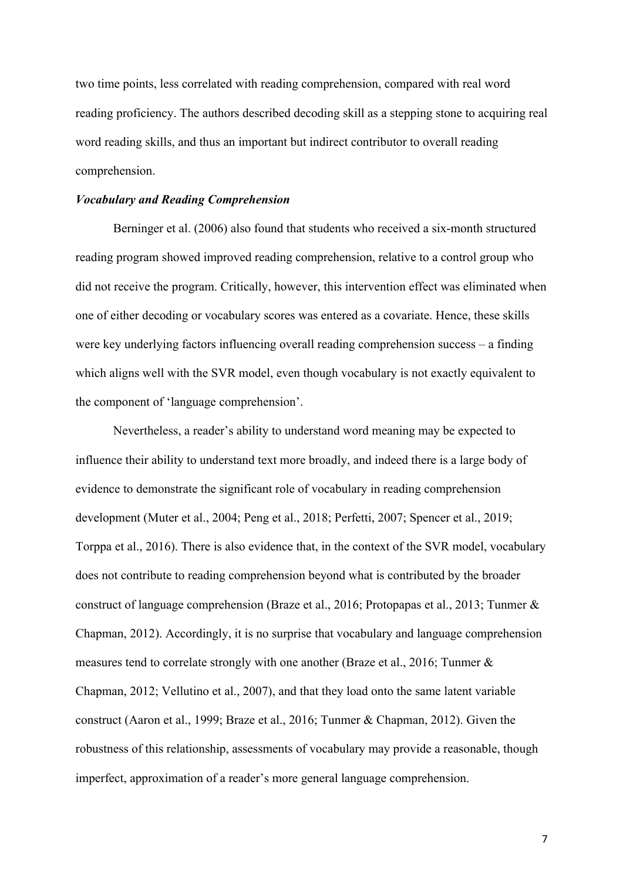two time points, less correlated with reading comprehension, compared with real word reading proficiency. The authors described decoding skill as a stepping stone to acquiring real word reading skills, and thus an important but indirect contributor to overall reading comprehension.

***Vocabulary and Reading Comprehension***

Berninger et al. (2006) also found that students who received a six-month structured reading program showed improved reading comprehension, relative to a control group who did not receive the program. Critically, however, this intervention effect was eliminated when one of either decoding or vocabulary scores was entered as a covariate. Hence, these skills were key underlying factors influencing overall reading comprehension success – a finding which aligns well with the SVR model, even though vocabulary is not exactly equivalent to the component of 'language comprehension'.

Nevertheless, a reader's ability to understand word meaning may be expected to influence their ability to understand text more broadly, and indeed there is a large body of evidence to demonstrate the significant role of vocabulary in reading comprehension development (Muter et al., 2004; Peng et al., 2018; Perfetti, 2007; Spencer et al., 2019; Torppa et al., 2016). There is also evidence that, in the context of the SVR model, vocabulary does not contribute to reading comprehension beyond what is contributed by the broader construct of language comprehension (Braze et al., 2016; Protopapas et al., 2013; Tunmer & Chapman, 2012). Accordingly, it is no surprise that vocabulary and language comprehension measures tend to correlate strongly with one another (Braze et al., 2016; Tunmer & Chapman, 2012; Vellutino et al., 2007), and that they load onto the same latent variable construct (Aaron et al., 1999; Braze et al., 2016; Tunmer & Chapman, 2012). Given the robustness of this relationship, assessments of vocabulary may provide a reasonable, though imperfect, approximation of a reader's more general language comprehension.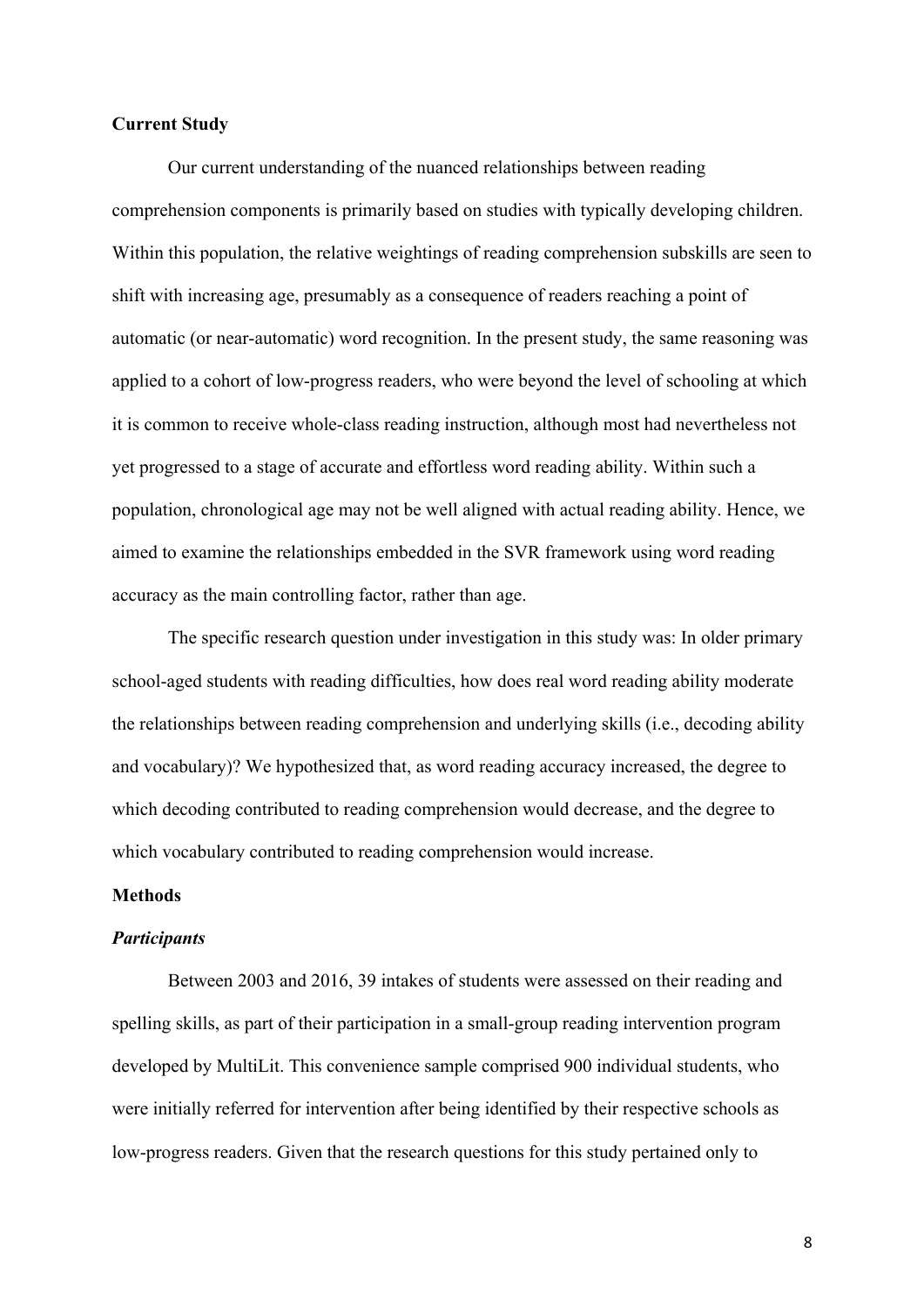**Current Study**

Our current understanding of the nuanced relationships between reading comprehension components is primarily based on studies with typically developing children. Within this population, the relative weightings of reading comprehension subskills are seen to shift with increasing age, presumably as a consequence of readers reaching a point of automatic (or near-automatic) word recognition. In the present study, the same reasoning was applied to a cohort of low-progress readers, who were beyond the level of schooling at which it is common to receive whole-class reading instruction, although most had nevertheless not yet progressed to a stage of accurate and effortless word reading ability. Within such a population, chronological age may not be well aligned with actual reading ability. Hence, we aimed to examine the relationships embedded in the SVR framework using word reading accuracy as the main controlling factor, rather than age.

The specific research question under investigation in this study was: In older primary school-aged students with reading difficulties, how does real word reading ability moderate the relationships between reading comprehension and underlying skills (i.e., decoding ability and vocabulary)? We hypothesized that, as word reading accuracy increased, the degree to which decoding contributed to reading comprehension would decrease, and the degree to which vocabulary contributed to reading comprehension would increase.

**Methods**

***Participants***

Between 2003 and 2016, 39 intakes of students were assessed on their reading and spelling skills, as part of their participation in a small-group reading intervention program developed by MultiLit. This convenience sample comprised 900 individual students, who were initially referred for intervention after being identified by their respective schools as low-progress readers. Given that the research questions for this study pertained only to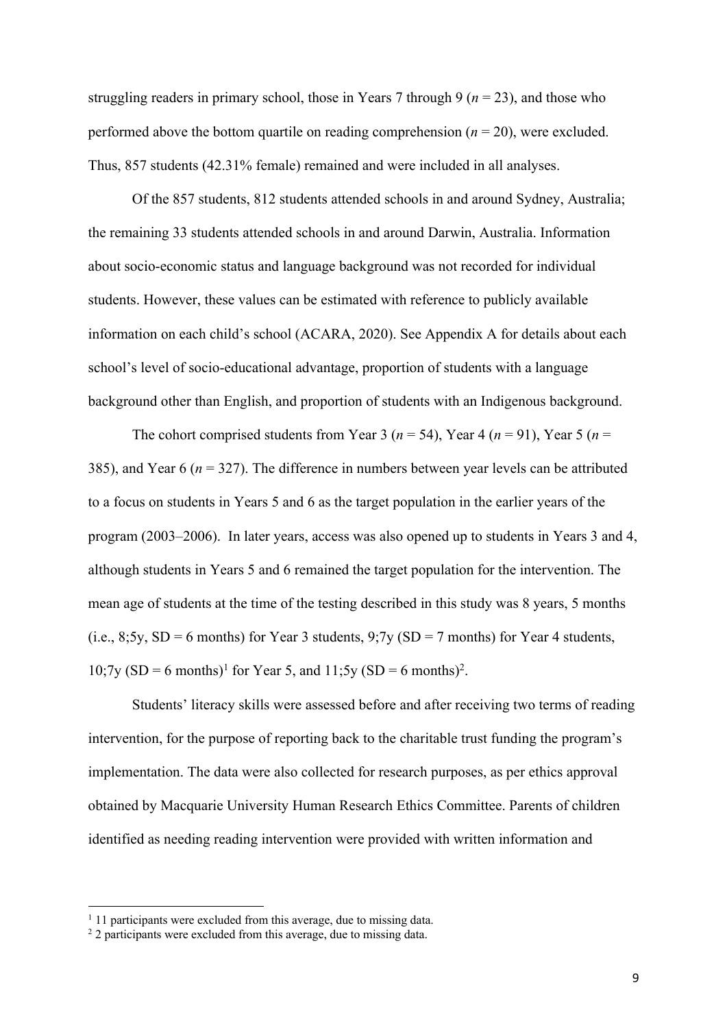struggling readers in primary school, those in Years 7 through 9 (*n* = 23), and those who performed above the bottom quartile on reading comprehension (*n* = 20), were excluded. Thus, 857 students (42.31% female) remained and were included in all analyses.

Of the 857 students, 812 students attended schools in and around Sydney, Australia; the remaining 33 students attended schools in and around Darwin, Australia. Information about socio-economic status and language background was not recorded for individual students. However, these values can be estimated with reference to publicly available information on each child's school (ACARA, 2020). See Appendix A for details about each school's level of socio-educational advantage, proportion of students with a language background other than English, and proportion of students with an Indigenous background.

The cohort comprised students from Year 3 (*n* = 54), Year 4 (*n* = 91), Year 5 (*n* = 385), and Year 6 (*n* = 327). The difference in numbers between year levels can be attributed to a focus on students in Years 5 and 6 as the target population in the earlier years of the program (2003–2006). In later years, access was also opened up to students in Years 3 and 4, although students in Years 5 and 6 remained the target population for the intervention. The mean age of students at the time of the testing described in this study was 8 years, 5 months (i.e., 8;5y, SD = 6 months) for Year 3 students, 9;7y (SD = 7 months) for Year 4 students, 10;7y (SD = 6 months)[1] for Year 5, and 11;5y (SD = 6 months)[2].

Students' literacy skills were assessed before and after receiving two terms of reading intervention, for the purpose of reporting back to the charitable trust funding the program's implementation. The data were also collected for research purposes, as per ethics approval obtained by Macquarie University Human Research Ethics Committee. Parents of children identified as needing reading intervention were provided with written information and

[1] 11 participants were excluded from this average, due to missing data.
[2] 2 participants were excluded from this average, due to missing data.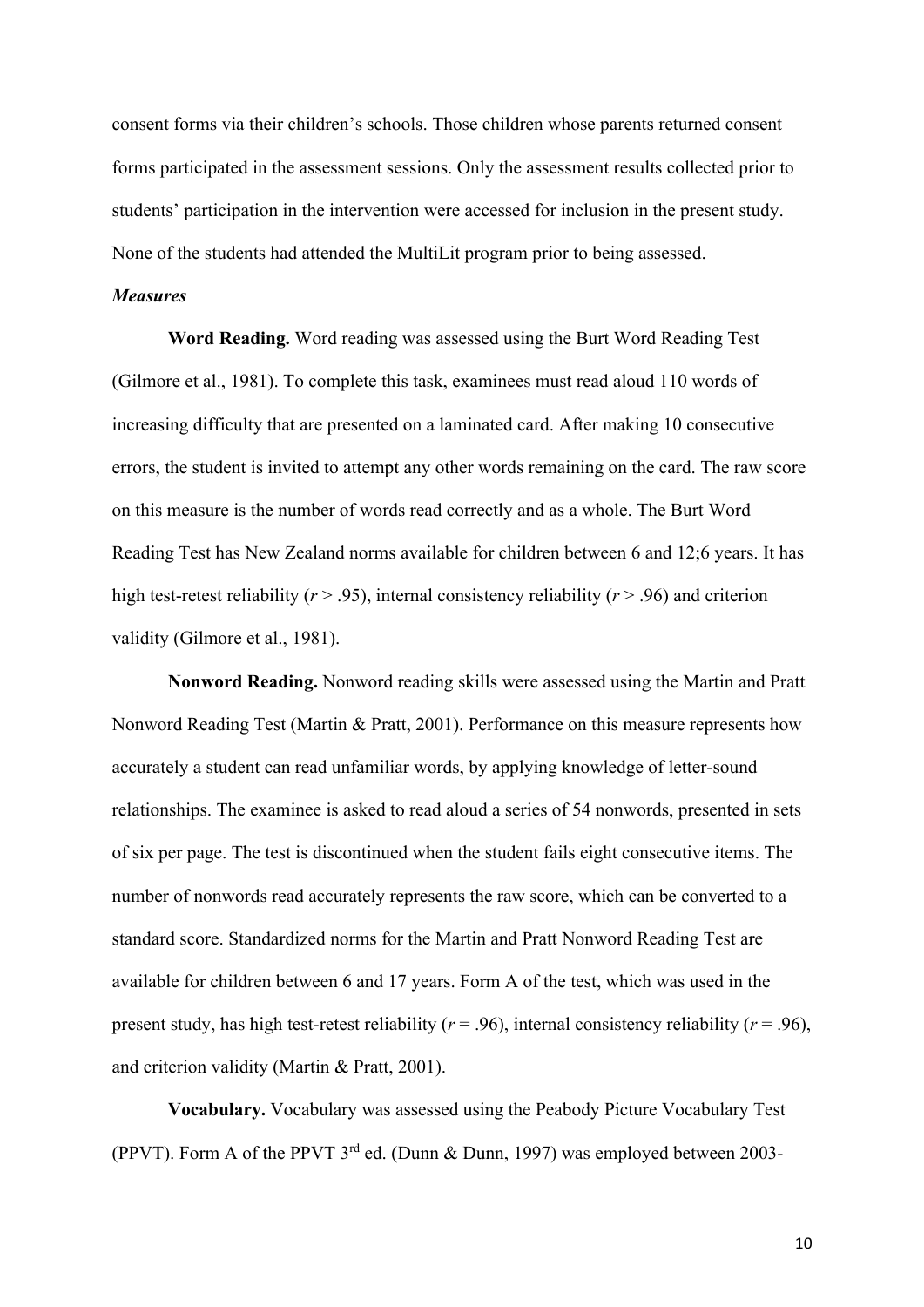consent forms via their children's schools. Those children whose parents returned consent forms participated in the assessment sessions. Only the assessment results collected prior to students' participation in the intervention were accessed for inclusion in the present study. None of the students had attended the MultiLit program prior to being assessed.

***Measures***

**Word Reading.** Word reading was assessed using the Burt Word Reading Test (Gilmore et al., 1981). To complete this task, examinees must read aloud 110 words of increasing difficulty that are presented on a laminated card. After making 10 consecutive errors, the student is invited to attempt any other words remaining on the card. The raw score on this measure is the number of words read correctly and as a whole. The Burt Word Reading Test has New Zealand norms available for children between 6 and 12;6 years. It has high test-retest reliability ($r > .95$), internal consistency reliability ($r > .96$) and criterion validity (Gilmore et al., 1981).

**Nonword Reading.** Nonword reading skills were assessed using the Martin and Pratt Nonword Reading Test (Martin & Pratt, 2001). Performance on this measure represents how accurately a student can read unfamiliar words, by applying knowledge of letter-sound relationships. The examinee is asked to read aloud a series of 54 nonwords, presented in sets of six per page. The test is discontinued when the student fails eight consecutive items. The number of nonwords read accurately represents the raw score, which can be converted to a standard score. Standardized norms for the Martin and Pratt Nonword Reading Test are available for children between 6 and 17 years. Form A of the test, which was used in the present study, has high test-retest reliability ($r = .96$), internal consistency reliability ($r = .96$), and criterion validity (Martin & Pratt, 2001).

**Vocabulary.** Vocabulary was assessed using the Peabody Picture Vocabulary Test (PPVT). Form A of the PPVT 3rd ed. (Dunn & Dunn, 1997) was employed between 2003-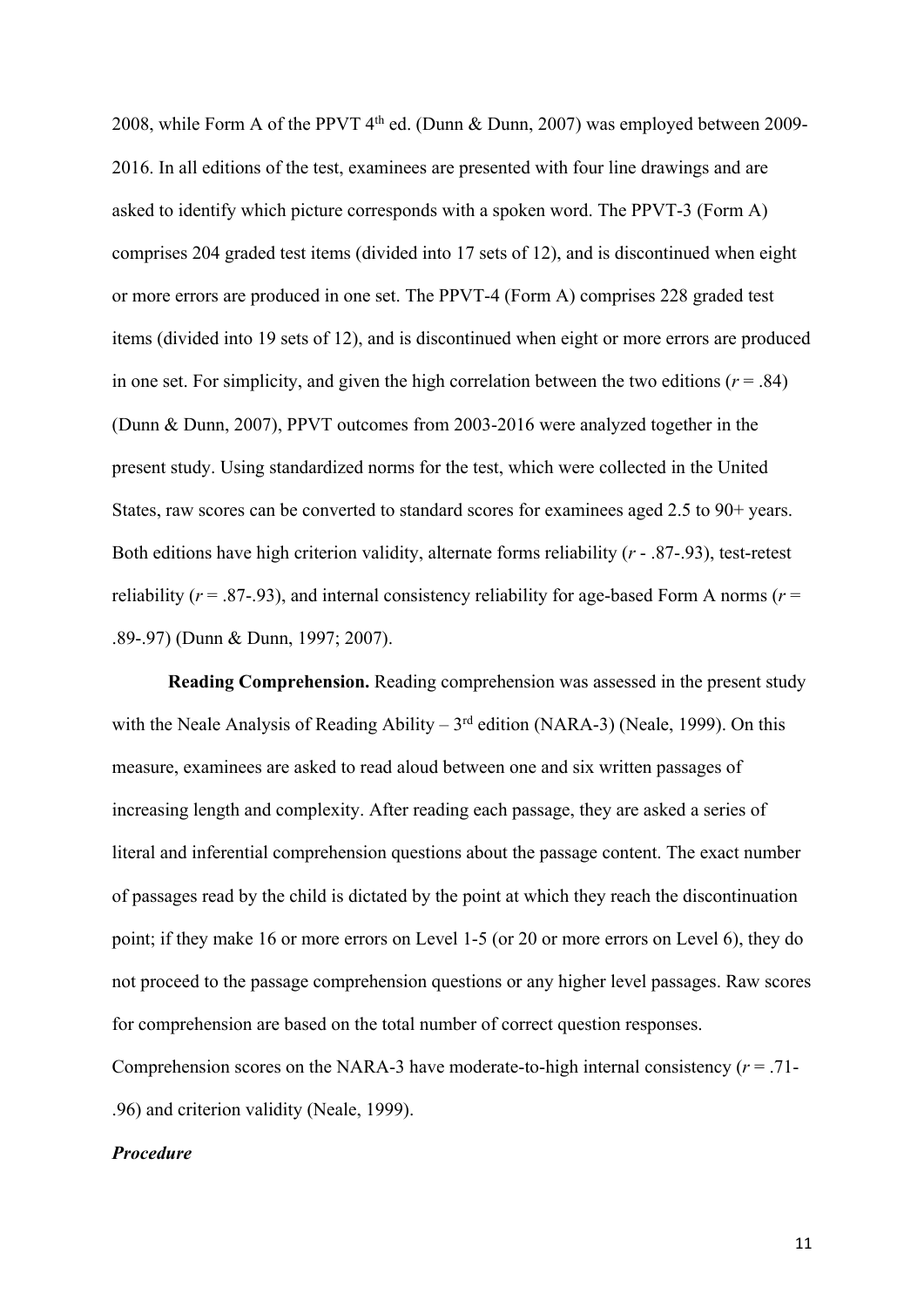2008, while Form A of the PPVT 4th ed. (Dunn & Dunn, 2007) was employed between 2009-2016. In all editions of the test, examinees are presented with four line drawings and are asked to identify which picture corresponds with a spoken word. The PPVT-3 (Form A) comprises 204 graded test items (divided into 17 sets of 12), and is discontinued when eight or more errors are produced in one set. The PPVT-4 (Form A) comprises 228 graded test items (divided into 19 sets of 12), and is discontinued when eight or more errors are produced in one set. For simplicity, and given the high correlation between the two editions ($r$ = .84) (Dunn & Dunn, 2007), PPVT outcomes from 2003-2016 were analyzed together in the present study. Using standardized norms for the test, which were collected in the United States, raw scores can be converted to standard scores for examinees aged 2.5 to 90+ years. Both editions have high criterion validity, alternate forms reliability ($r$ - .87-.93), test-retest reliability ($r$ = .87-.93), and internal consistency reliability for age-based Form A norms ($r$ = .89-.97) (Dunn & Dunn, 1997; 2007).

**Reading Comprehension.** Reading comprehension was assessed in the present study with the Neale Analysis of Reading Ability – 3rd edition (NARA-3) (Neale, 1999). On this measure, examinees are asked to read aloud between one and six written passages of increasing length and complexity. After reading each passage, they are asked a series of literal and inferential comprehension questions about the passage content. The exact number of passages read by the child is dictated by the point at which they reach the discontinuation point; if they make 16 or more errors on Level 1-5 (or 20 or more errors on Level 6), they do not proceed to the passage comprehension questions or any higher level passages. Raw scores for comprehension are based on the total number of correct question responses. Comprehension scores on the NARA-3 have moderate-to-high internal consistency ($r$ = .71-.96) and criterion validity (Neale, 1999).

***Procedure***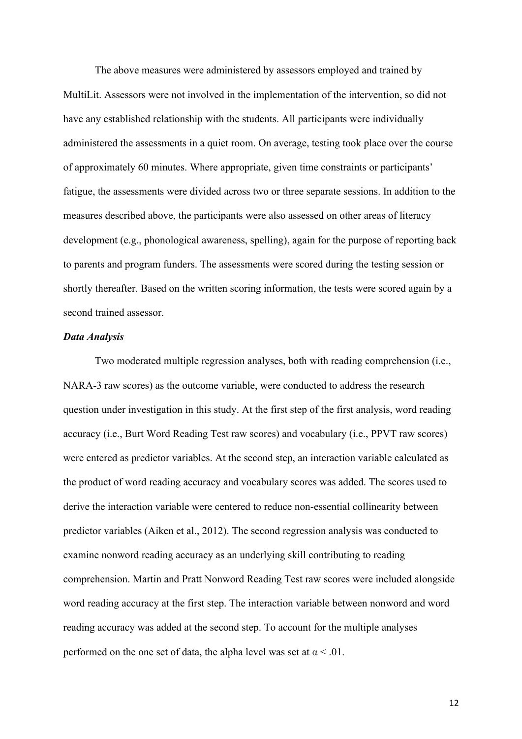The above measures were administered by assessors employed and trained by MultiLit. Assessors were not involved in the implementation of the intervention, so did not have any established relationship with the students. All participants were individually administered the assessments in a quiet room. On average, testing took place over the course of approximately 60 minutes. Where appropriate, given time constraints or participants' fatigue, the assessments were divided across two or three separate sessions. In addition to the measures described above, the participants were also assessed on other areas of literacy development (e.g., phonological awareness, spelling), again for the purpose of reporting back to parents and program funders. The assessments were scored during the testing session or shortly thereafter. Based on the written scoring information, the tests were scored again by a second trained assessor.

***Data Analysis***

Two moderated multiple regression analyses, both with reading comprehension (i.e., NARA-3 raw scores) as the outcome variable, were conducted to address the research question under investigation in this study. At the first step of the first analysis, word reading accuracy (i.e., Burt Word Reading Test raw scores) and vocabulary (i.e., PPVT raw scores) were entered as predictor variables. At the second step, an interaction variable calculated as the product of word reading accuracy and vocabulary scores was added. The scores used to derive the interaction variable were centered to reduce non-essential collinearity between predictor variables (Aiken et al., 2012). The second regression analysis was conducted to examine nonword reading accuracy as an underlying skill contributing to reading comprehension. Martin and Pratt Nonword Reading Test raw scores were included alongside word reading accuracy at the first step. The interaction variable between nonword and word reading accuracy was added at the second step. To account for the multiple analyses performed on the one set of data, the alpha level was set at $\alpha < .01$.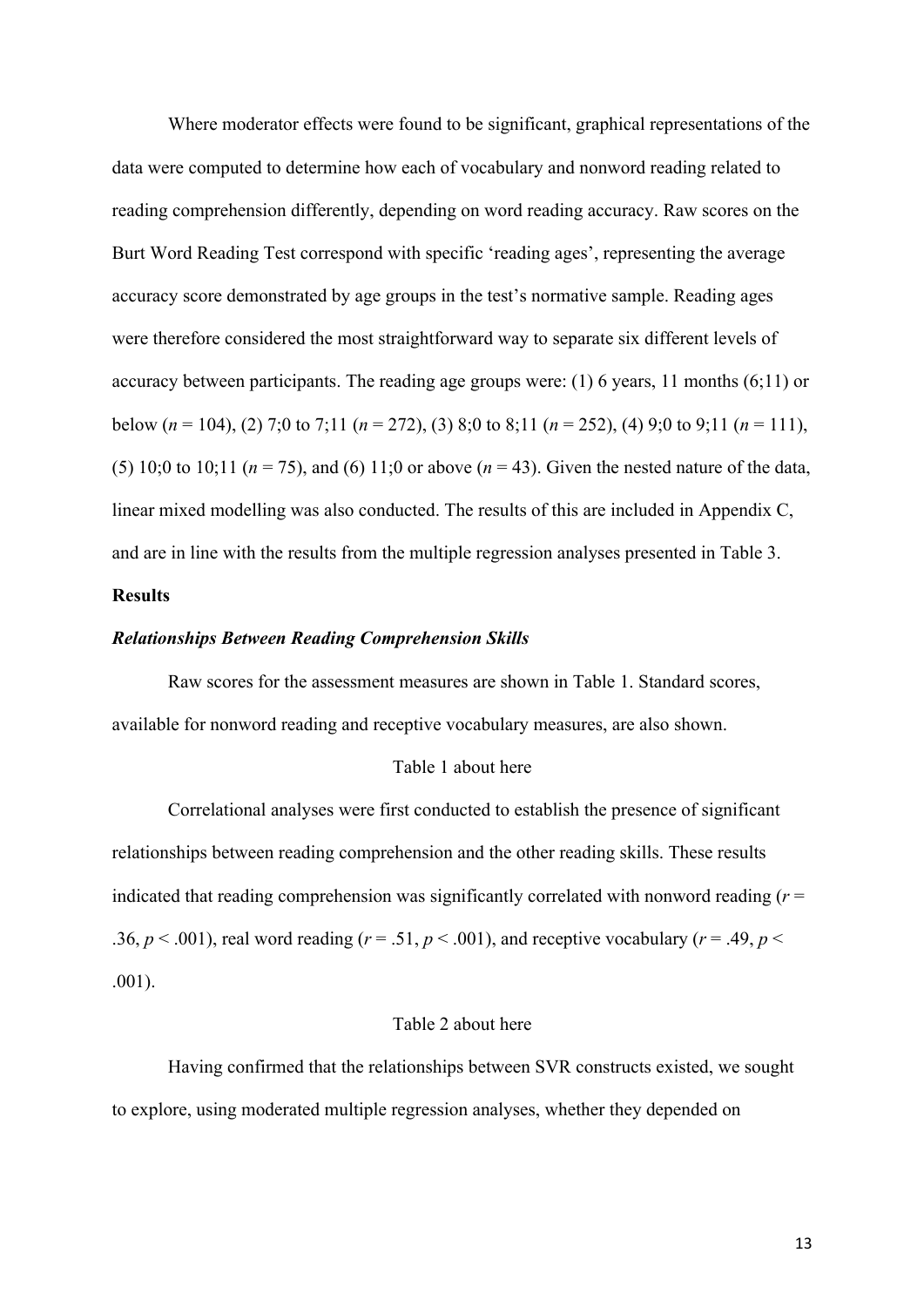Where moderator effects were found to be significant, graphical representations of the data were computed to determine how each of vocabulary and nonword reading related to reading comprehension differently, depending on word reading accuracy. Raw scores on the Burt Word Reading Test correspond with specific 'reading ages', representing the average accuracy score demonstrated by age groups in the test's normative sample. Reading ages were therefore considered the most straightforward way to separate six different levels of accuracy between participants. The reading age groups were: (1) 6 years, 11 months (6;11) or below ($n$ = 104), (2) 7;0 to 7;11 ($n$ = 272), (3) 8;0 to 8;11 ($n$ = 252), (4) 9;0 to 9;11 ($n$ = 111), (5) 10;0 to 10;11 ($n$ = 75), and (6) 11;0 or above ($n$ = 43). Given the nested nature of the data, linear mixed modelling was also conducted. The results of this are included in Appendix C, and are in line with the results from the multiple regression analyses presented in Table 3.

## Results

### *Relationships Between Reading Comprehension Skills*

Raw scores for the assessment measures are shown in Table 1. Standard scores, available for nonword reading and receptive vocabulary measures, are also shown.

Table 1 about here

Correlational analyses were first conducted to establish the presence of significant relationships between reading comprehension and the other reading skills. These results indicated that reading comprehension was significantly correlated with nonword reading ($r$ = .36, $p < .001$), real word reading ($r$ = .51, $p < .001$), and receptive vocabulary ($r$ = .49, $p < .001$).

Table 2 about here

Having confirmed that the relationships between SVR constructs existed, we sought to explore, using moderated multiple regression analyses, whether they depended on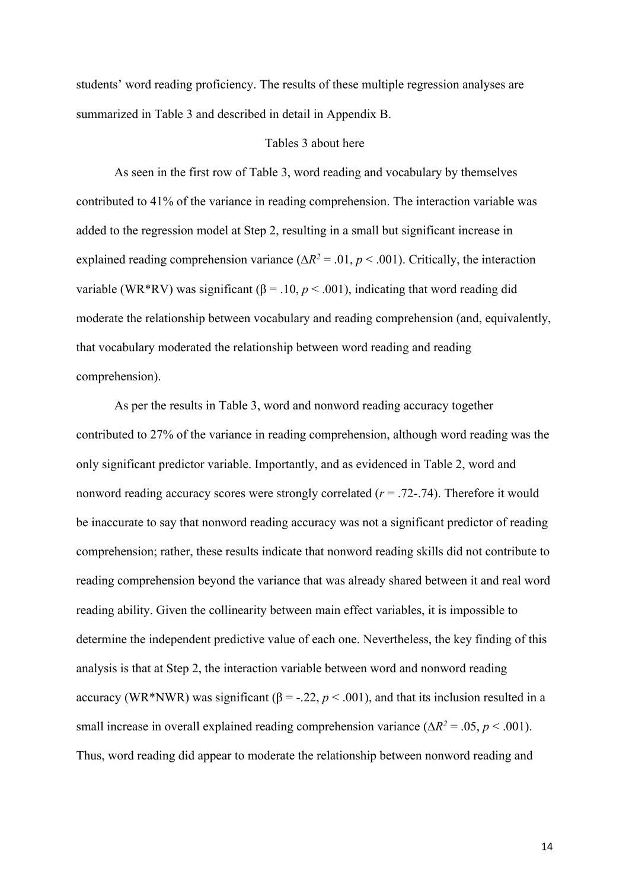students' word reading proficiency. The results of these multiple regression analyses are summarized in Table 3 and described in detail in Appendix B.

Tables 3 about here

As seen in the first row of Table 3, word reading and vocabulary by themselves contributed to 41% of the variance in reading comprehension. The interaction variable was added to the regression model at Step 2, resulting in a small but significant increase in explained reading comprehension variance ($\Delta R^2 = .01$, $p < .001$). Critically, the interaction variable (WR*RV) was significant ($\beta = .10$, $p < .001$), indicating that word reading did moderate the relationship between vocabulary and reading comprehension (and, equivalently, that vocabulary moderated the relationship between word reading and reading comprehension).

As per the results in Table 3, word and nonword reading accuracy together contributed to 27% of the variance in reading comprehension, although word reading was the only significant predictor variable. Importantly, and as evidenced in Table 2, word and nonword reading accuracy scores were strongly correlated ($r = .72$-$.74$). Therefore it would be inaccurate to say that nonword reading accuracy was not a significant predictor of reading comprehension; rather, these results indicate that nonword reading skills did not contribute to reading comprehension beyond the variance that was already shared between it and real word reading ability. Given the collinearity between main effect variables, it is impossible to determine the independent predictive value of each one. Nevertheless, the key finding of this analysis is that at Step 2, the interaction variable between word and nonword reading accuracy (WR*NWR) was significant ($\beta = -.22$, $p < .001$), and that its inclusion resulted in a small increase in overall explained reading comprehension variance ($\Delta R^2 = .05$, $p < .001$). Thus, word reading did appear to moderate the relationship between nonword reading and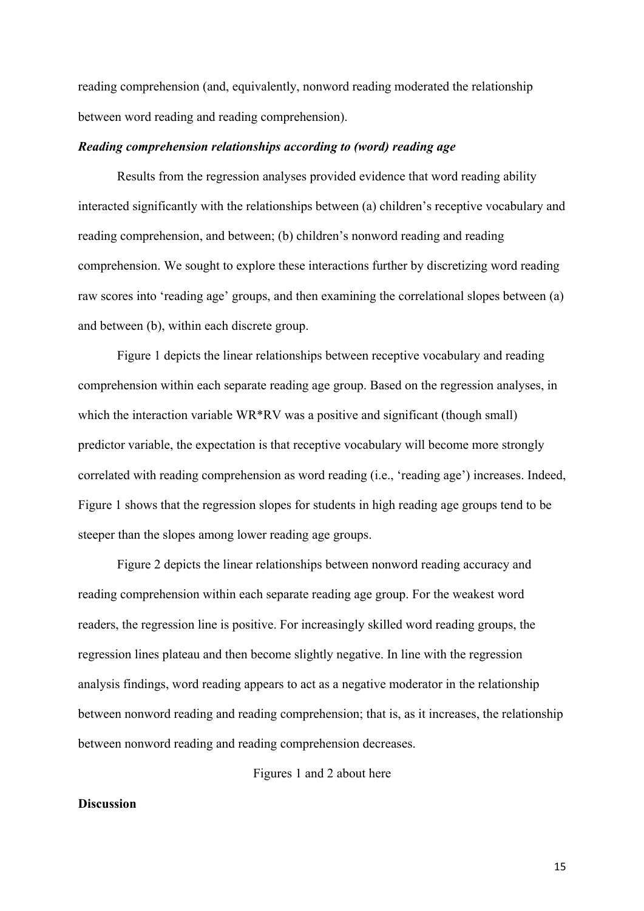reading comprehension (and, equivalently, nonword reading moderated the relationship between word reading and reading comprehension).

***Reading comprehension relationships according to (word) reading age***

Results from the regression analyses provided evidence that word reading ability interacted significantly with the relationships between (a) children's receptive vocabulary and reading comprehension, and between; (b) children's nonword reading and reading comprehension. We sought to explore these interactions further by discretizing word reading raw scores into 'reading age' groups, and then examining the correlational slopes between (a) and between (b), within each discrete group.

Figure 1 depicts the linear relationships between receptive vocabulary and reading comprehension within each separate reading age group. Based on the regression analyses, in which the interaction variable WR*RV was a positive and significant (though small) predictor variable, the expectation is that receptive vocabulary will become more strongly correlated with reading comprehension as word reading (i.e., 'reading age') increases. Indeed, Figure 1 shows that the regression slopes for students in high reading age groups tend to be steeper than the slopes among lower reading age groups.

Figure 2 depicts the linear relationships between nonword reading accuracy and reading comprehension within each separate reading age group. For the weakest word readers, the regression line is positive. For increasingly skilled word reading groups, the regression lines plateau and then become slightly negative. In line with the regression analysis findings, word reading appears to act as a negative moderator in the relationship between nonword reading and reading comprehension; that is, as it increases, the relationship between nonword reading and reading comprehension decreases.

Figures 1 and 2 about here

**Discussion**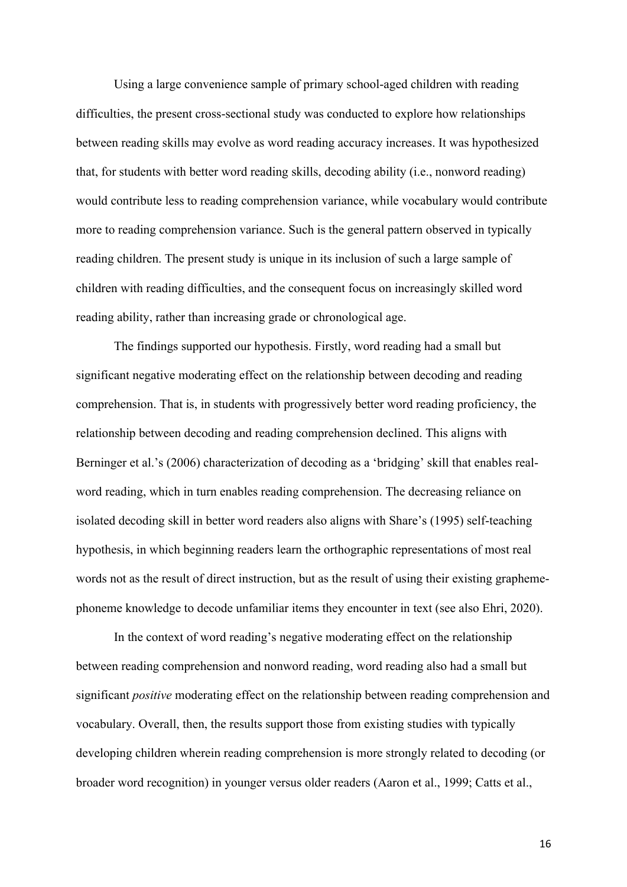Using a large convenience sample of primary school-aged children with reading difficulties, the present cross-sectional study was conducted to explore how relationships between reading skills may evolve as word reading accuracy increases. It was hypothesized that, for students with better word reading skills, decoding ability (i.e., nonword reading) would contribute less to reading comprehension variance, while vocabulary would contribute more to reading comprehension variance. Such is the general pattern observed in typically reading children. The present study is unique in its inclusion of such a large sample of children with reading difficulties, and the consequent focus on increasingly skilled word reading ability, rather than increasing grade or chronological age.

The findings supported our hypothesis. Firstly, word reading had a small but significant negative moderating effect on the relationship between decoding and reading comprehension. That is, in students with progressively better word reading proficiency, the relationship between decoding and reading comprehension declined. This aligns with Berninger et al.'s (2006) characterization of decoding as a 'bridging' skill that enables real-word reading, which in turn enables reading comprehension. The decreasing reliance on isolated decoding skill in better word readers also aligns with Share's (1995) self-teaching hypothesis, in which beginning readers learn the orthographic representations of most real words not as the result of direct instruction, but as the result of using their existing grapheme-phoneme knowledge to decode unfamiliar items they encounter in text (see also Ehri, 2020).

In the context of word reading's negative moderating effect on the relationship between reading comprehension and nonword reading, word reading also had a small but significant *positive* moderating effect on the relationship between reading comprehension and vocabulary. Overall, then, the results support those from existing studies with typically developing children wherein reading comprehension is more strongly related to decoding (or broader word recognition) in younger versus older readers (Aaron et al., 1999; Catts et al.,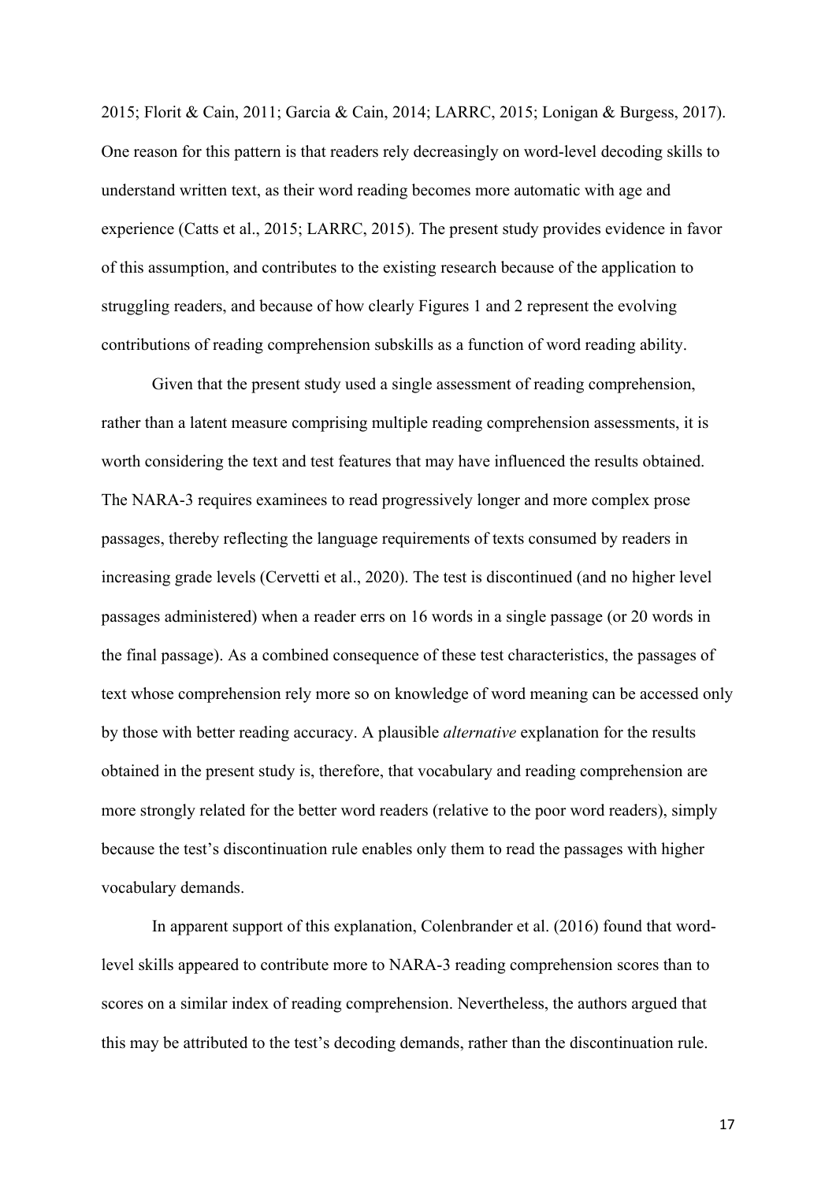2015; Florit & Cain, 2011; Garcia & Cain, 2014; LARRC, 2015; Lonigan & Burgess, 2017). One reason for this pattern is that readers rely decreasingly on word-level decoding skills to understand written text, as their word reading becomes more automatic with age and experience (Catts et al., 2015; LARRC, 2015). The present study provides evidence in favor of this assumption, and contributes to the existing research because of the application to struggling readers, and because of how clearly Figures 1 and 2 represent the evolving contributions of reading comprehension subskills as a function of word reading ability.

Given that the present study used a single assessment of reading comprehension, rather than a latent measure comprising multiple reading comprehension assessments, it is worth considering the text and test features that may have influenced the results obtained. The NARA-3 requires examinees to read progressively longer and more complex prose passages, thereby reflecting the language requirements of texts consumed by readers in increasing grade levels (Cervetti et al., 2020). The test is discontinued (and no higher level passages administered) when a reader errs on 16 words in a single passage (or 20 words in the final passage). As a combined consequence of these test characteristics, the passages of text whose comprehension rely more so on knowledge of word meaning can be accessed only by those with better reading accuracy. A plausible *alternative* explanation for the results obtained in the present study is, therefore, that vocabulary and reading comprehension are more strongly related for the better word readers (relative to the poor word readers), simply because the test's discontinuation rule enables only them to read the passages with higher vocabulary demands.

In apparent support of this explanation, Colenbrander et al. (2016) found that word-level skills appeared to contribute more to NARA-3 reading comprehension scores than to scores on a similar index of reading comprehension. Nevertheless, the authors argued that this may be attributed to the test's decoding demands, rather than the discontinuation rule.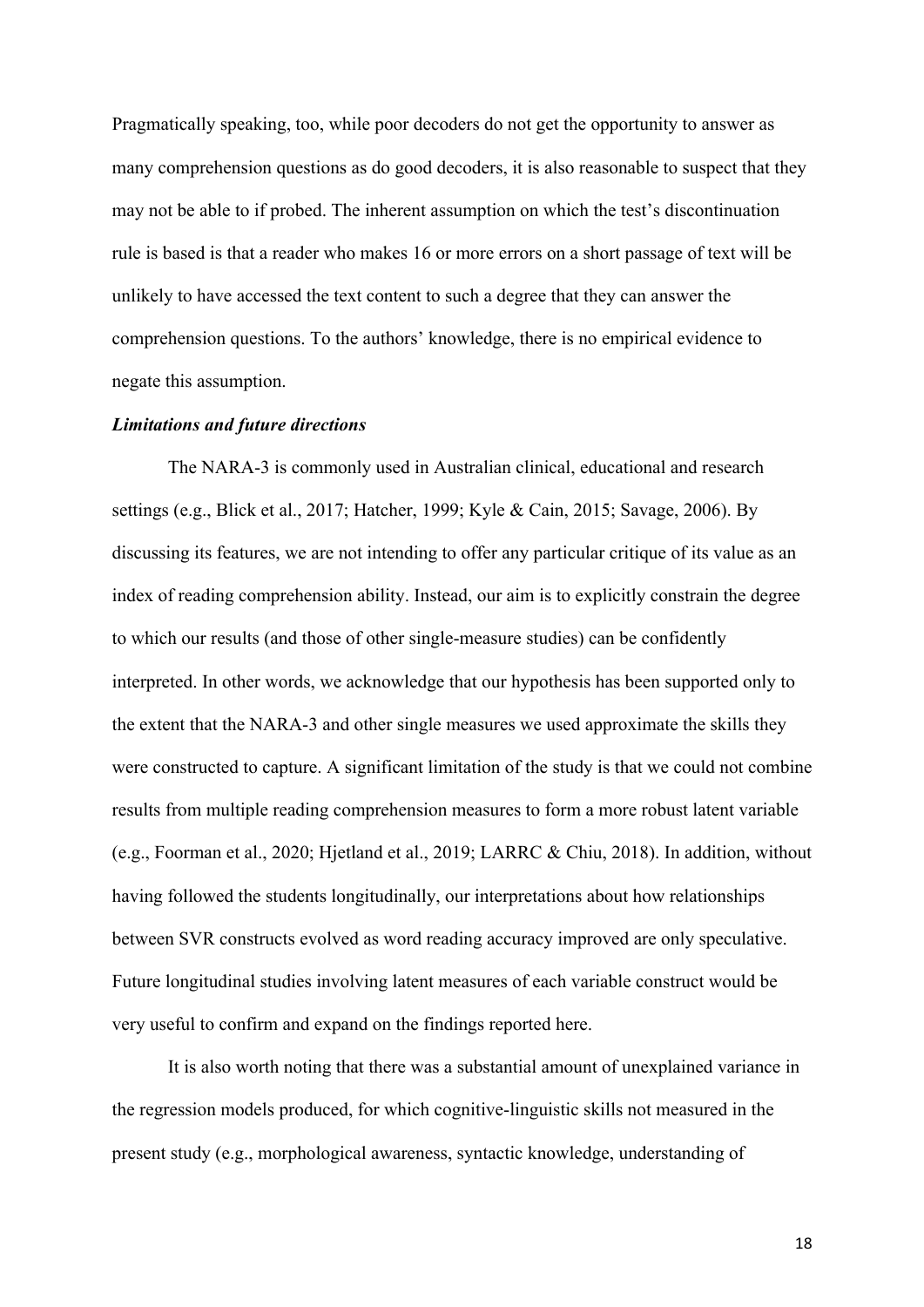Pragmatically speaking, too, while poor decoders do not get the opportunity to answer as many comprehension questions as do good decoders, it is also reasonable to suspect that they may not be able to if probed. The inherent assumption on which the test's discontinuation rule is based is that a reader who makes 16 or more errors on a short passage of text will be unlikely to have accessed the text content to such a degree that they can answer the comprehension questions. To the authors' knowledge, there is no empirical evidence to negate this assumption.

***Limitations and future directions***

The NARA-3 is commonly used in Australian clinical, educational and research settings (e.g., Blick et al., 2017; Hatcher, 1999; Kyle & Cain, 2015; Savage, 2006). By discussing its features, we are not intending to offer any particular critique of its value as an index of reading comprehension ability. Instead, our aim is to explicitly constrain the degree to which our results (and those of other single-measure studies) can be confidently interpreted. In other words, we acknowledge that our hypothesis has been supported only to the extent that the NARA-3 and other single measures we used approximate the skills they were constructed to capture. A significant limitation of the study is that we could not combine results from multiple reading comprehension measures to form a more robust latent variable (e.g., Foorman et al., 2020; Hjetland et al., 2019; LARRC & Chiu, 2018). In addition, without having followed the students longitudinally, our interpretations about how relationships between SVR constructs evolved as word reading accuracy improved are only speculative. Future longitudinal studies involving latent measures of each variable construct would be very useful to confirm and expand on the findings reported here.

It is also worth noting that there was a substantial amount of unexplained variance in the regression models produced, for which cognitive-linguistic skills not measured in the present study (e.g., morphological awareness, syntactic knowledge, understanding of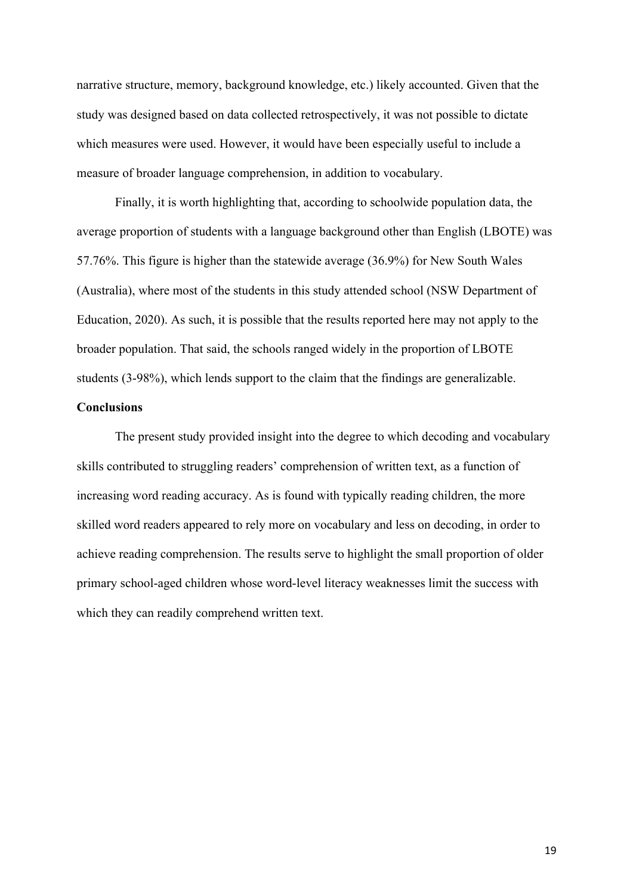narrative structure, memory, background knowledge, etc.) likely accounted. Given that the study was designed based on data collected retrospectively, it was not possible to dictate which measures were used. However, it would have been especially useful to include a measure of broader language comprehension, in addition to vocabulary.

Finally, it is worth highlighting that, according to schoolwide population data, the average proportion of students with a language background other than English (LBOTE) was 57.76%. This figure is higher than the statewide average (36.9%) for New South Wales (Australia), where most of the students in this study attended school (NSW Department of Education, 2020). As such, it is possible that the results reported here may not apply to the broader population. That said, the schools ranged widely in the proportion of LBOTE students (3-98%), which lends support to the claim that the findings are generalizable.

**Conclusions**

The present study provided insight into the degree to which decoding and vocabulary skills contributed to struggling readers' comprehension of written text, as a function of increasing word reading accuracy. As is found with typically reading children, the more skilled word readers appeared to rely more on vocabulary and less on decoding, in order to achieve reading comprehension. The results serve to highlight the small proportion of older primary school-aged children whose word-level literacy weaknesses limit the success with which they can readily comprehend written text.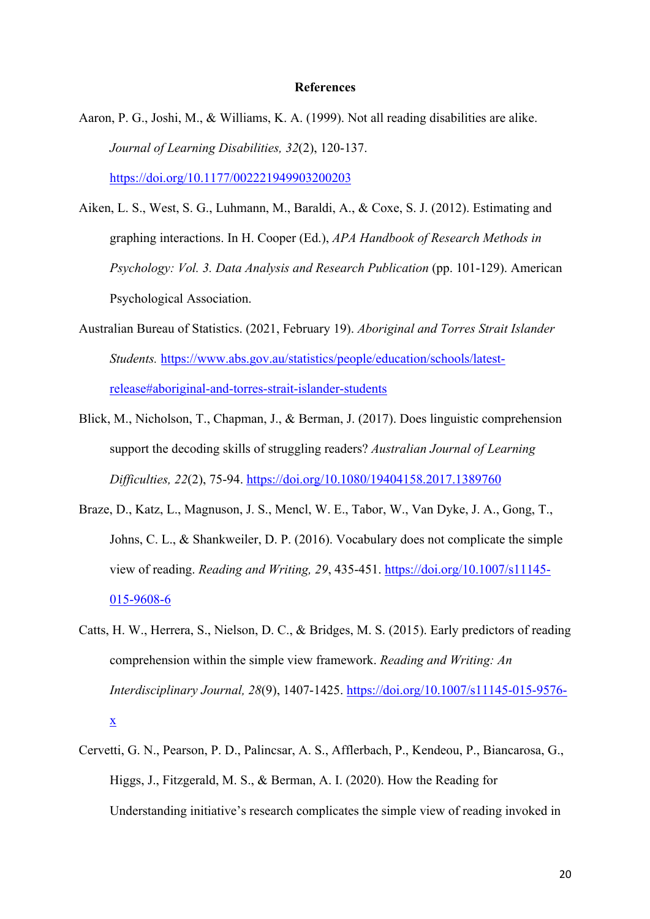# References

Aaron, P. G., Joshi, M., & Williams, K. A. (1999). Not all reading disabilities are alike. *Journal of Learning Disabilities, 32*(2), 120-137. https://doi.org/10.1177/002221949903200203

Aiken, L. S., West, S. G., Luhmann, M., Baraldi, A., & Coxe, S. J. (2012). Estimating and graphing interactions. In H. Cooper (Ed.), *APA Handbook of Research Methods in Psychology: Vol. 3. Data Analysis and Research Publication* (pp. 101-129). American Psychological Association.

Australian Bureau of Statistics. (2021, February 19). *Aboriginal and Torres Strait Islander Students.* https://www.abs.gov.au/statistics/people/education/schools/latest-release#aboriginal-and-torres-strait-islander-students

Blick, M., Nicholson, T., Chapman, J., & Berman, J. (2017). Does linguistic comprehension support the decoding skills of struggling readers? *Australian Journal of Learning Difficulties, 22*(2), 75-94. https://doi.org/10.1080/19404158.2017.1389760

Braze, D., Katz, L., Magnuson, J. S., Mencl, W. E., Tabor, W., Van Dyke, J. A., Gong, T., Johns, C. L., & Shankweiler, D. P. (2016). Vocabulary does not complicate the simple view of reading. *Reading and Writing, 29*, 435-451. https://doi.org/10.1007/s11145-015-9608-6

Catts, H. W., Herrera, S., Nielson, D. C., & Bridges, M. S. (2015). Early predictors of reading comprehension within the simple view framework. *Reading and Writing: An Interdisciplinary Journal, 28*(9), 1407-1425. https://doi.org/10.1007/s11145-015-9576-x

Cervetti, G. N., Pearson, P. D., Palincsar, A. S., Afflerbach, P., Kendeou, P., Biancarosa, G., Higgs, J., Fitzgerald, M. S., & Berman, A. I. (2020). How the Reading for Understanding initiative's research complicates the simple view of reading invoked in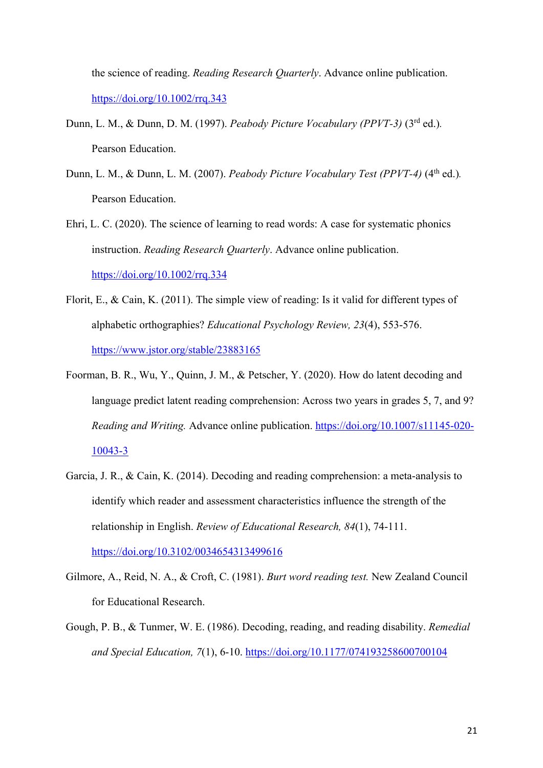the science of reading. *Reading Research Quarterly*. Advance online publication. https://doi.org/10.1002/rrq.343

Dunn, L. M., & Dunn, D. M. (1997). *Peabody Picture Vocabulary (PPVT-3)* (3rd ed.). Pearson Education.

Dunn, L. M., & Dunn, L. M. (2007). *Peabody Picture Vocabulary Test (PPVT-4)* (4th ed.). Pearson Education.

Ehri, L. C. (2020). The science of learning to read words: A case for systematic phonics instruction. *Reading Research Quarterly*. Advance online publication. https://doi.org/10.1002/rrq.334

Florit, E., & Cain, K. (2011). The simple view of reading: Is it valid for different types of alphabetic orthographies? *Educational Psychology Review, 23*(4), 553-576. https://www.jstor.org/stable/23883165

Foorman, B. R., Wu, Y., Quinn, J. M., & Petscher, Y. (2020). How do latent decoding and language predict latent reading comprehension: Across two years in grades 5, 7, and 9? *Reading and Writing.* Advance online publication. https://doi.org/10.1007/s11145-020-10043-3

Garcia, J. R., & Cain, K. (2014). Decoding and reading comprehension: a meta-analysis to identify which reader and assessment characteristics influence the strength of the relationship in English. *Review of Educational Research, 84*(1), 74-111. https://doi.org/10.3102/0034654313499616

Gilmore, A., Reid, N. A., & Croft, C. (1981). *Burt word reading test.* New Zealand Council for Educational Research.

Gough, P. B., & Tunmer, W. E. (1986). Decoding, reading, and reading disability. *Remedial and Special Education, 7*(1), 6-10. https://doi.org/10.1177/074193258600700104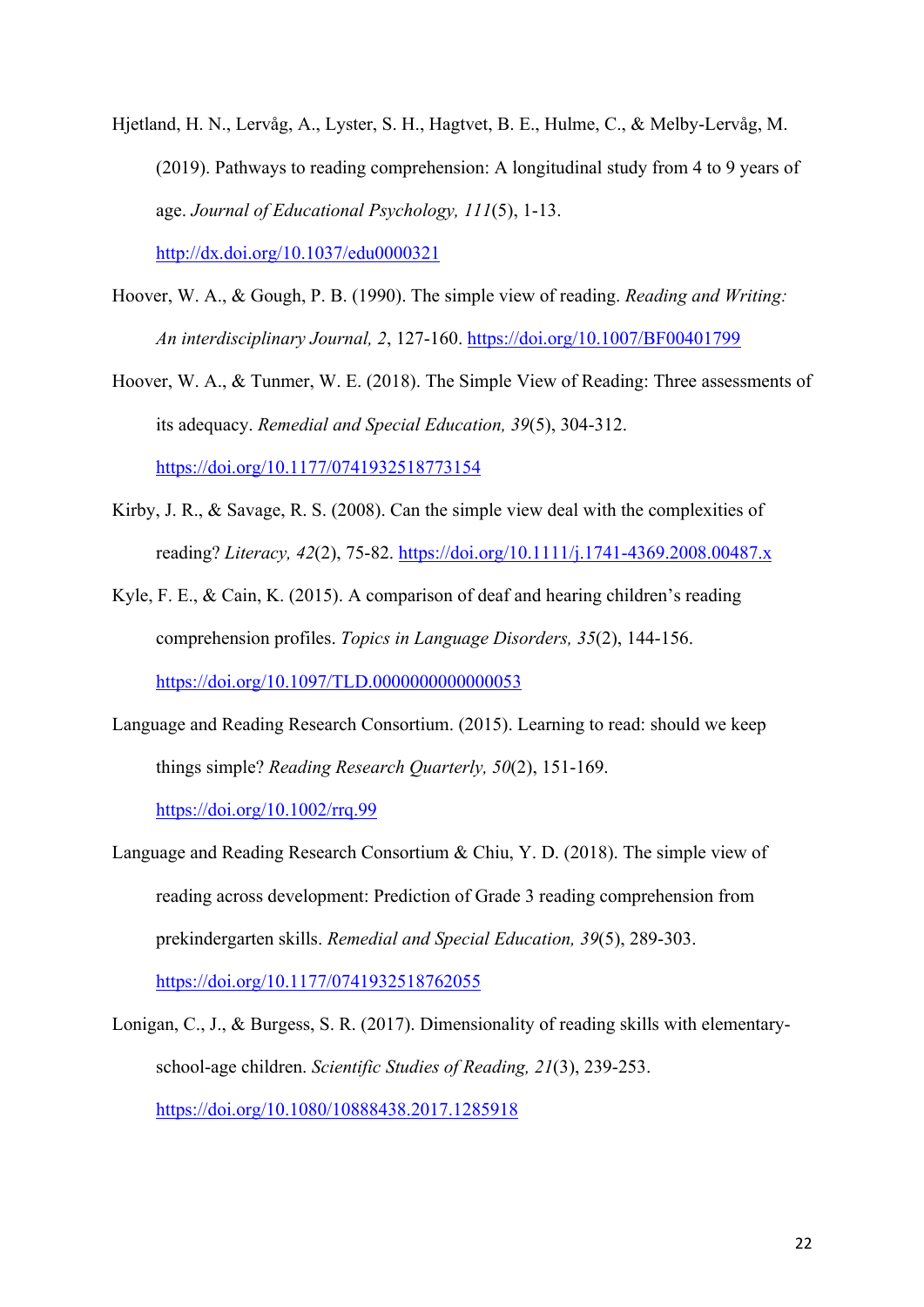Hjetland, H. N., Lervåg, A., Lyster, S. H., Hagtvet, B. E., Hulme, C., & Melby-Lervåg, M. (2019). Pathways to reading comprehension: A longitudinal study from 4 to 9 years of age. *Journal of Educational Psychology, 111*(5), 1-13. http://dx.doi.org/10.1037/edu0000321

Hoover, W. A., & Gough, P. B. (1990). The simple view of reading. *Reading and Writing: An interdisciplinary Journal, 2*, 127-160. https://doi.org/10.1007/BF00401799

Hoover, W. A., & Tunmer, W. E. (2018). The Simple View of Reading: Three assessments of its adequacy. *Remedial and Special Education, 39*(5), 304-312. https://doi.org/10.1177/0741932518773154

Kirby, J. R., & Savage, R. S. (2008). Can the simple view deal with the complexities of reading? *Literacy, 42*(2), 75-82. https://doi.org/10.1111/j.1741-4369.2008.00487.x

Kyle, F. E., & Cain, K. (2015). A comparison of deaf and hearing children's reading comprehension profiles. *Topics in Language Disorders, 35*(2), 144-156. https://doi.org/10.1097/TLD.0000000000000053

Language and Reading Research Consortium. (2015). Learning to read: should we keep things simple? *Reading Research Quarterly, 50*(2), 151-169. https://doi.org/10.1002/rrq.99

Language and Reading Research Consortium & Chiu, Y. D. (2018). The simple view of reading across development: Prediction of Grade 3 reading comprehension from prekindergarten skills. *Remedial and Special Education, 39*(5), 289-303. https://doi.org/10.1177/0741932518762055

Lonigan, C., J., & Burgess, S. R. (2017). Dimensionality of reading skills with elementary-school-age children. *Scientific Studies of Reading, 21*(3), 239-253. https://doi.org/10.1080/10888438.2017.1285918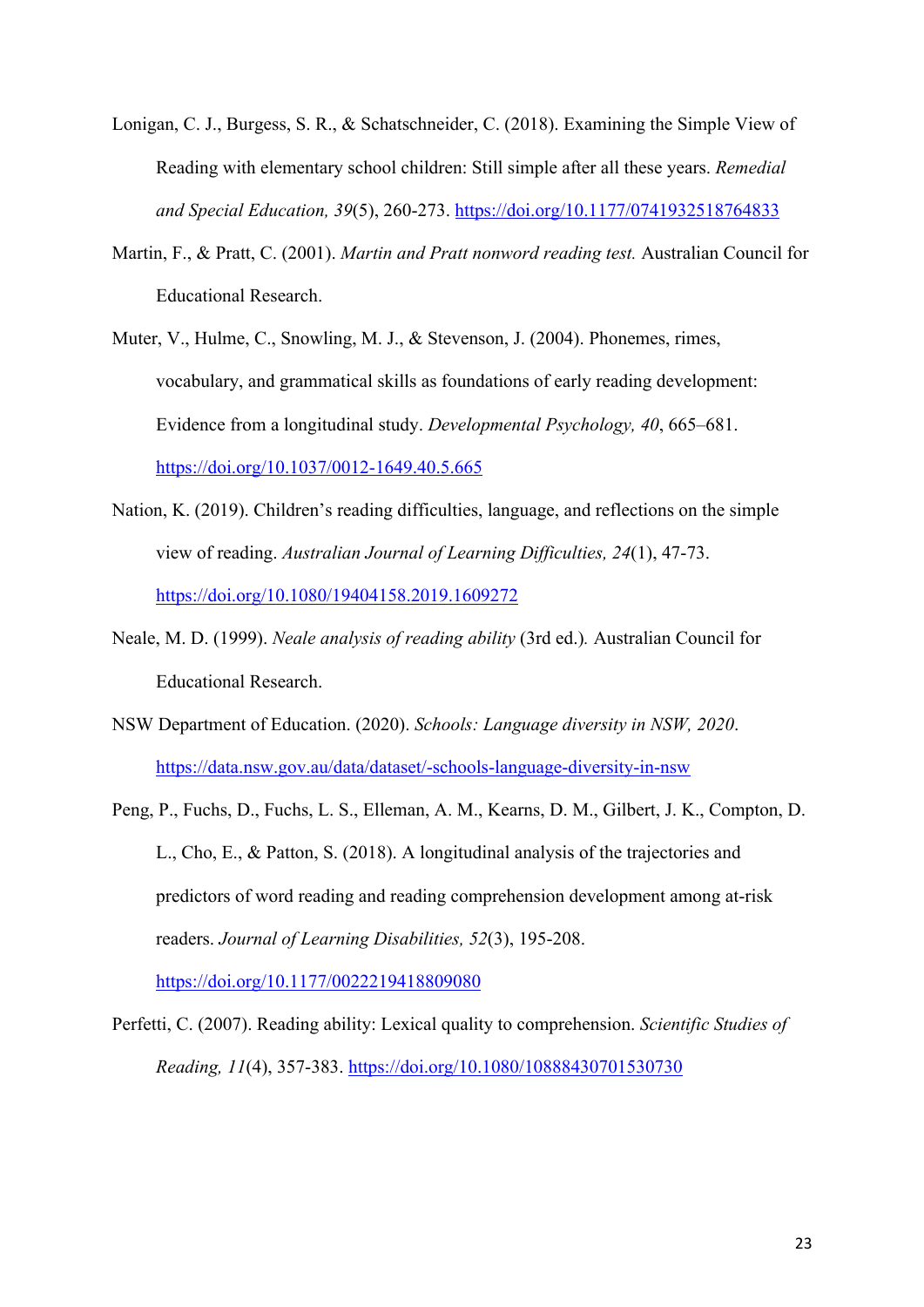Lonigan, C. J., Burgess, S. R., & Schatschneider, C. (2018). Examining the Simple View of Reading with elementary school children: Still simple after all these years. *Remedial and Special Education, 39*(5), 260-273. https://doi.org/10.1177/0741932518764833

Martin, F., & Pratt, C. (2001). *Martin and Pratt nonword reading test.* Australian Council for Educational Research.

Muter, V., Hulme, C., Snowling, M. J., & Stevenson, J. (2004). Phonemes, rimes, vocabulary, and grammatical skills as foundations of early reading development: Evidence from a longitudinal study. *Developmental Psychology, 40*, 665–681. https://doi.org/10.1037/0012-1649.40.5.665

Nation, K. (2019). Children's reading difficulties, language, and reflections on the simple view of reading. *Australian Journal of Learning Difficulties, 24*(1), 47-73. https://doi.org/10.1080/19404158.2019.1609272

Neale, M. D. (1999). *Neale analysis of reading ability* (3rd ed.). Australian Council for Educational Research.

NSW Department of Education. (2020). *Schools: Language diversity in NSW, 2020*. https://data.nsw.gov.au/data/dataset/-schools-language-diversity-in-nsw

Peng, P., Fuchs, D., Fuchs, L. S., Elleman, A. M., Kearns, D. M., Gilbert, J. K., Compton, D. L., Cho, E., & Patton, S. (2018). A longitudinal analysis of the trajectories and predictors of word reading and reading comprehension development among at-risk readers. *Journal of Learning Disabilities, 52*(3), 195-208. https://doi.org/10.1177/0022219418809080

Perfetti, C. (2007). Reading ability: Lexical quality to comprehension. *Scientific Studies of Reading, 11*(4), 357-383. https://doi.org/10.1080/10888430701530730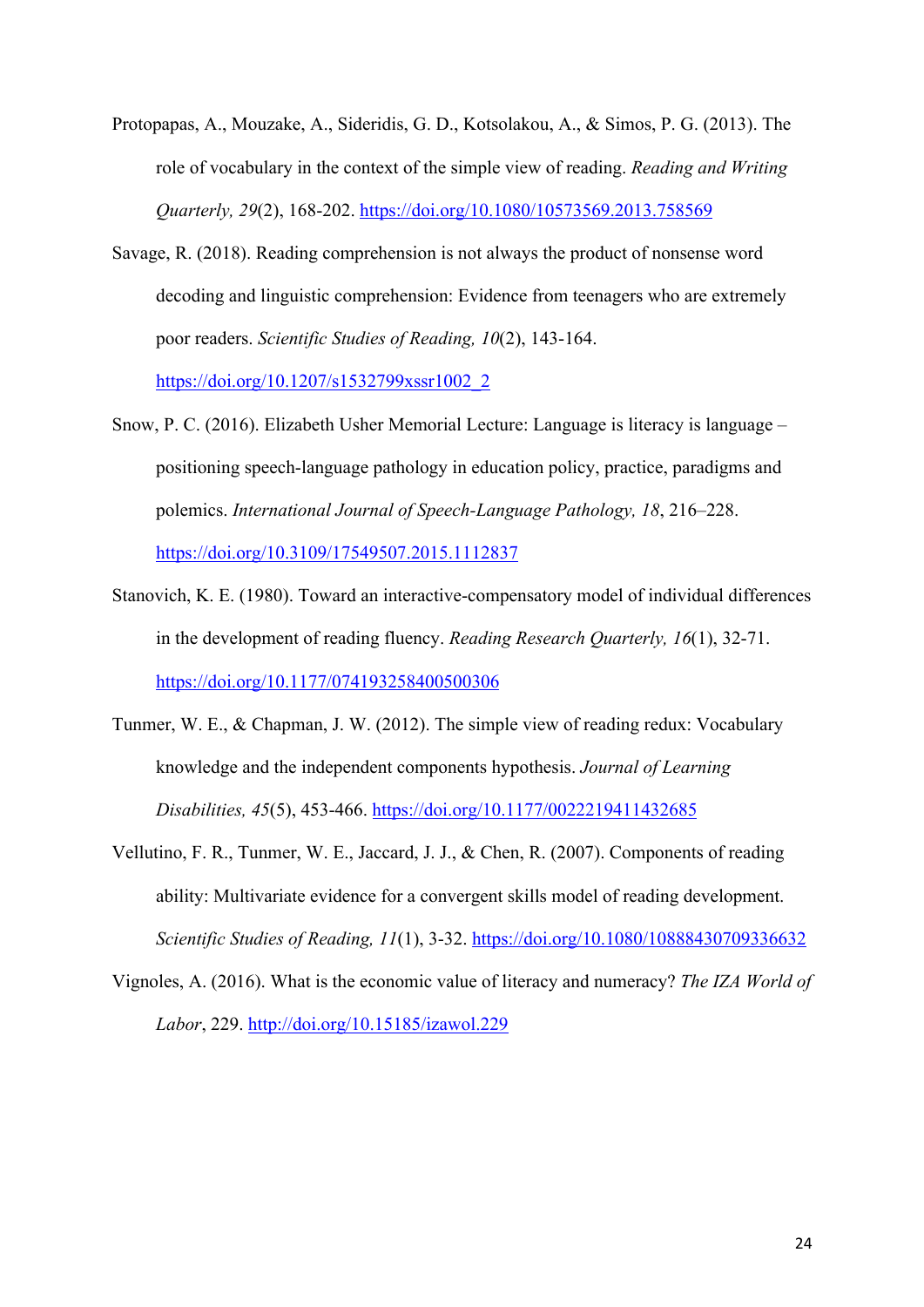Protopapas, A., Mouzake, A., Sideridis, G. D., Kotsolakou, A., & Simos, P. G. (2013). The role of vocabulary in the context of the simple view of reading. *Reading and Writing Quarterly, 29*(2), 168-202. https://doi.org/10.1080/10573569.2013.758569

Savage, R. (2018). Reading comprehension is not always the product of nonsense word decoding and linguistic comprehension: Evidence from teenagers who are extremely poor readers. *Scientific Studies of Reading, 10*(2), 143-164. https://doi.org/10.1207/s1532799xssr1002_2

Snow, P. C. (2016). Elizabeth Usher Memorial Lecture: Language is literacy is language – positioning speech-language pathology in education policy, practice, paradigms and polemics. *International Journal of Speech-Language Pathology, 18*, 216–228. https://doi.org/10.3109/17549507.2015.1112837

Stanovich, K. E. (1980). Toward an interactive-compensatory model of individual differences in the development of reading fluency. *Reading Research Quarterly, 16*(1), 32-71. https://doi.org/10.1177/074193258400500306

Tunmer, W. E., & Chapman, J. W. (2012). The simple view of reading redux: Vocabulary knowledge and the independent components hypothesis. *Journal of Learning Disabilities, 45*(5), 453-466. https://doi.org/10.1177/0022219411432685

Vellutino, F. R., Tunmer, W. E., Jaccard, J. J., & Chen, R. (2007). Components of reading ability: Multivariate evidence for a convergent skills model of reading development. *Scientific Studies of Reading, 11*(1), 3-32. https://doi.org/10.1080/10888430709336632

Vignoles, A. (2016). What is the economic value of literacy and numeracy? *The IZA World of Labor*, 229. http://doi.org/10.15185/izawol.229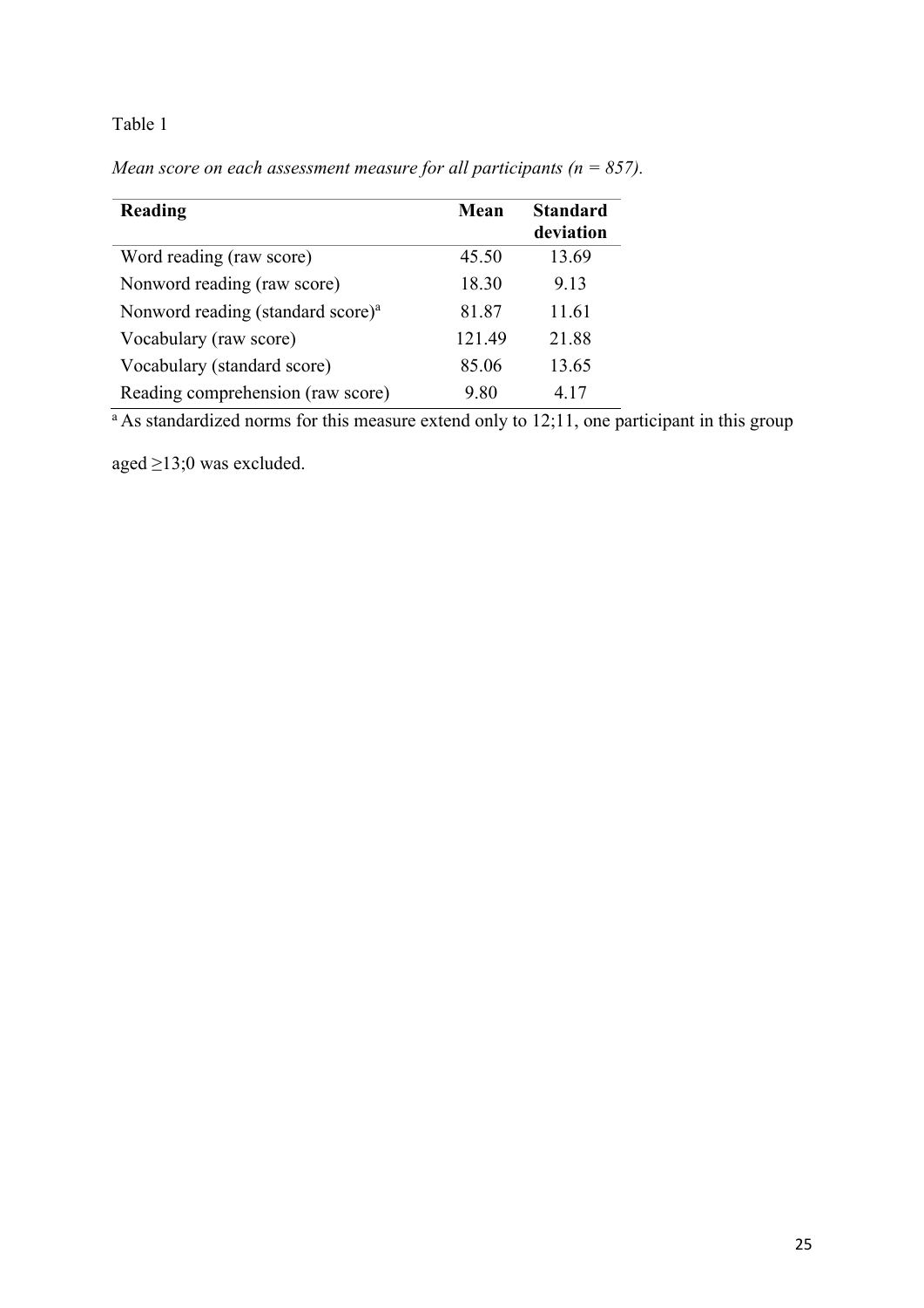Table 1

*Mean score on each assessment measure for all participants (n = 857).*

| **Reading** | **Mean** | **Standard deviation** |
|---|---|---|
| Word reading (raw score) | 45.50 | 13.69 |
| Nonword reading (raw score) | 18.30 | 9.13 |
| Nonword reading (standard score)[a] | 81.87 | 11.61 |
| Vocabulary (raw score) | 121.49 | 21.88 |
| Vocabulary (standard score) | 85.06 | 13.65 |
| Reading comprehension (raw score) | 9.80 | 4.17 |

[a] As standardized norms for this measure extend only to 12;11, one participant in this group aged ≥13;0 was excluded.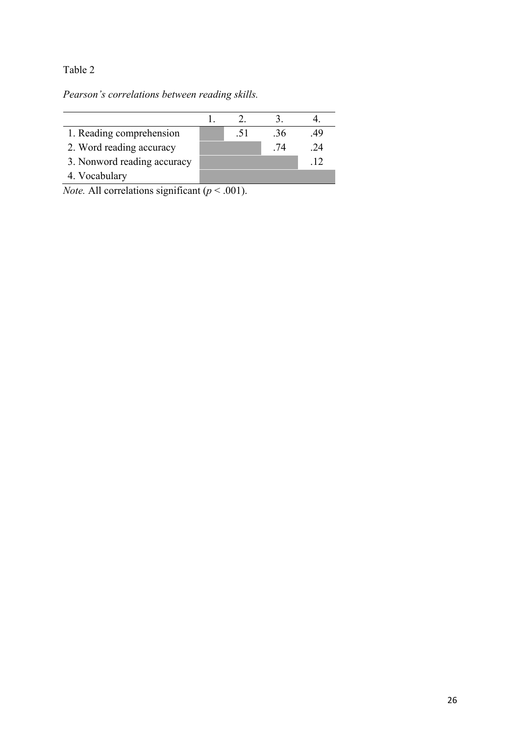Table 2

*Pearson's correlations between reading skills.*

| | 1. | 2. | 3. | 4. |
|---|---|---|---|---|
| 1. Reading comprehension | | .51 | .36 | .49 |
| 2. Word reading accuracy | | | .74 | .24 |
| 3. Nonword reading accuracy | | | | .12 |
| 4. Vocabulary | | | | |

*Note.* All correlations significant ($p < .001$).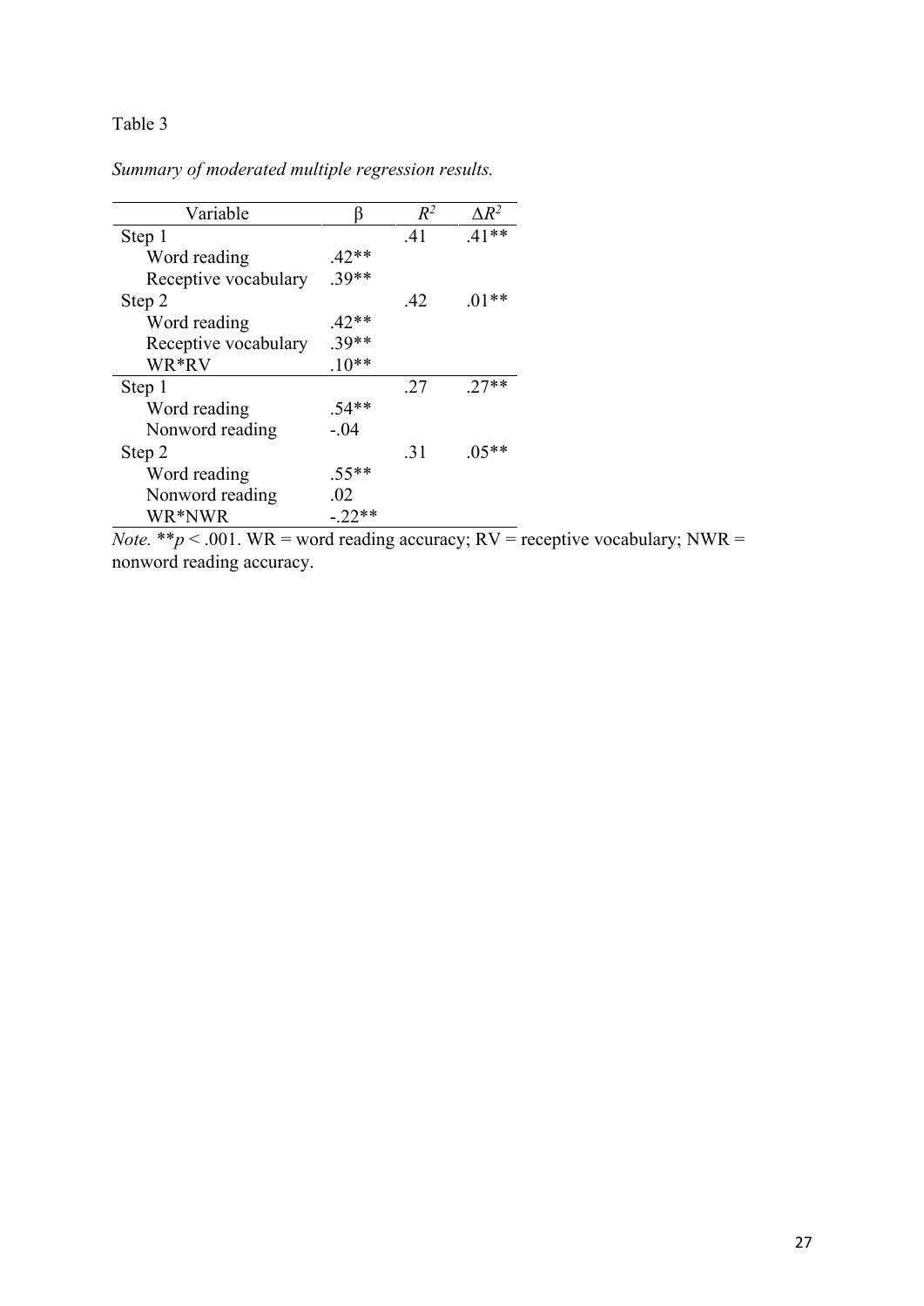Table 3

*Summary of moderated multiple regression results.*

| Variable | β | $R^2$ | $\Delta R^2$ |
|---|---|---|---|
| Step 1 | | .41 | .41** |
| Word reading | .42** | | |
| Receptive vocabulary | .39** | | |
| Step 2 | | .42 | .01** |
| Word reading | .42** | | |
| Receptive vocabulary | .39** | | |
| WR*RV | .10** | | |
| Step 1 | | .27 | .27** |
| Word reading | .54** | | |
| Nonword reading | -.04 | | |
| Step 2 | | .31 | .05** |
| Word reading | .55** | | |
| Nonword reading | .02 | | |
| WR*NWR | -.22** | | |

*Note.* $^{**}p < .001$. WR = word reading accuracy; RV = receptive vocabulary; NWR = nonword reading accuracy.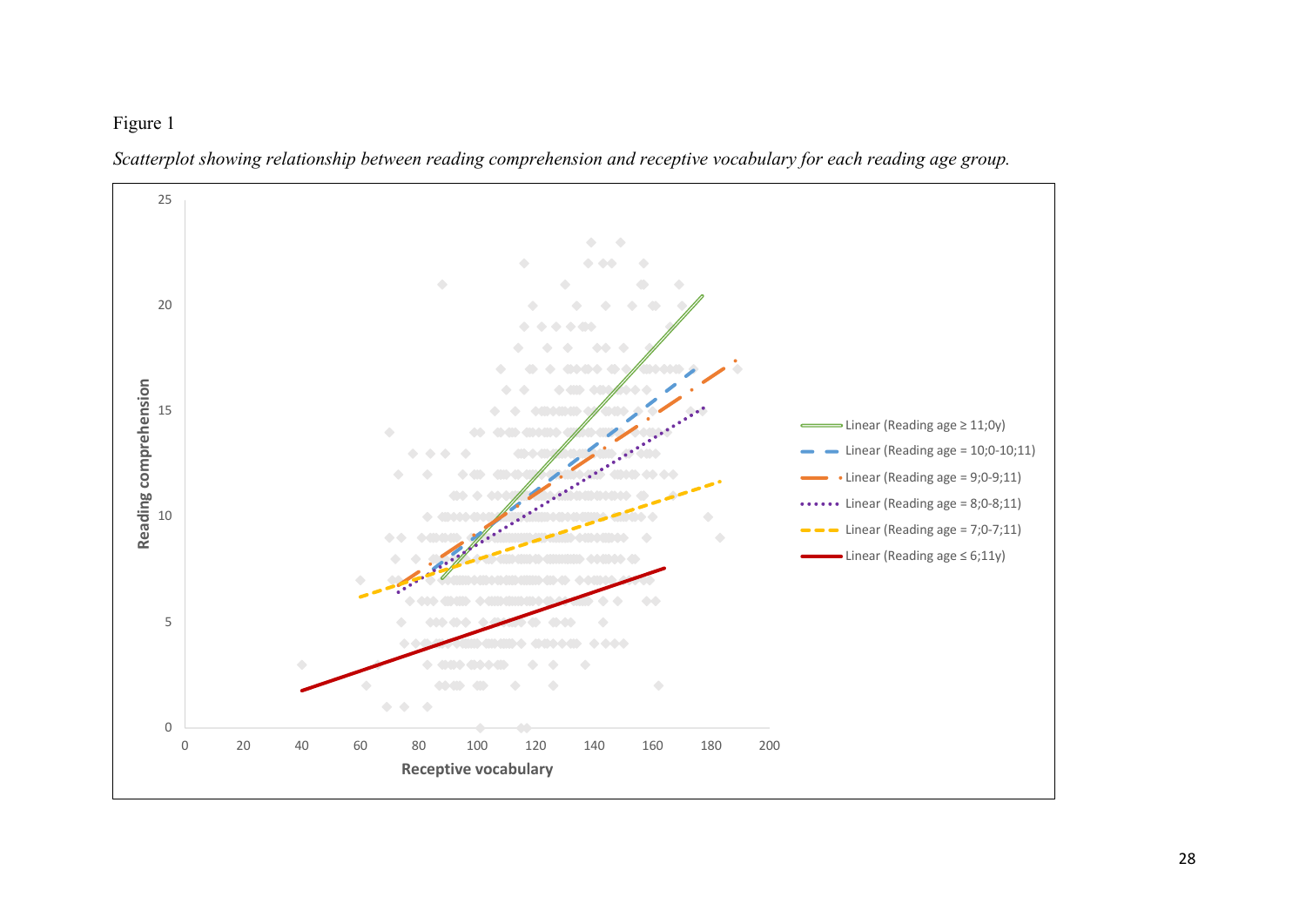Figure 1

*Scatterplot showing relationship between reading comprehension and receptive vocabulary for each reading age group.*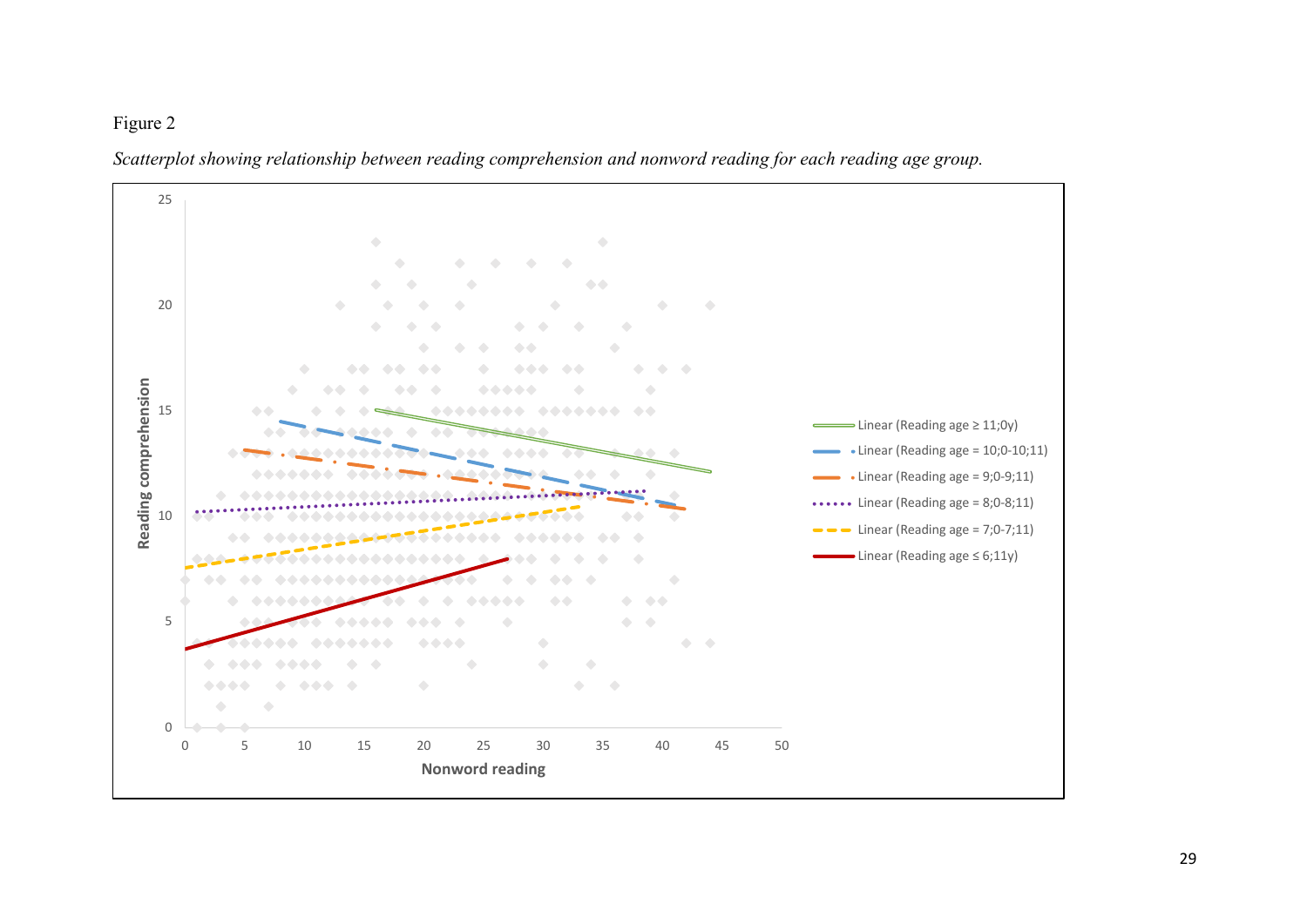Figure 2

*Scatterplot showing relationship between reading comprehension and nonword reading for each reading age group.*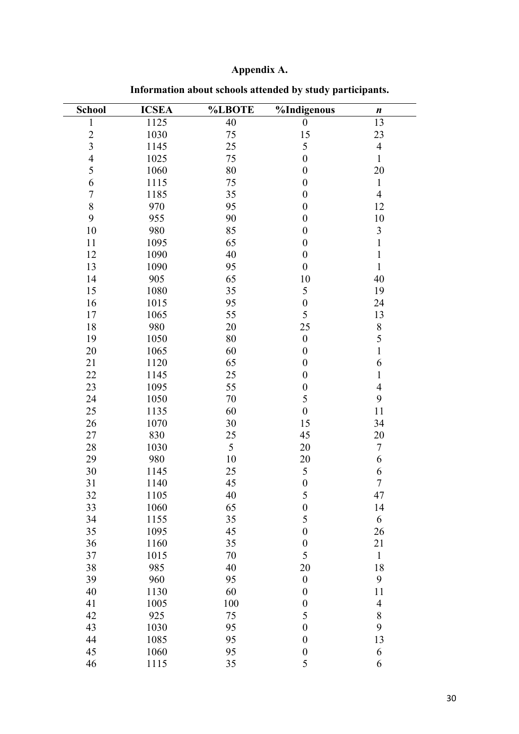# Appendix A.

**Information about schools attended by study participants.**

| School | ICSEA | %LBOTE | %Indigenous | *n* |
|---|---|---|---|---|
| 1 | 1125 | 40 | 0 | 13 |
| 2 | 1030 | 75 | 15 | 23 |
| 3 | 1145 | 25 | 5 | 4 |
| 4 | 1025 | 75 | 0 | 1 |
| 5 | 1060 | 80 | 0 | 20 |
| 6 | 1115 | 75 | 0 | 1 |
| 7 | 1185 | 35 | 0 | 4 |
| 8 | 970 | 95 | 0 | 12 |
| 9 | 955 | 90 | 0 | 10 |
| 10 | 980 | 85 | 0 | 3 |
| 11 | 1095 | 65 | 0 | 1 |
| 12 | 1090 | 40 | 0 | 1 |
| 13 | 1090 | 95 | 0 | 1 |
| 14 | 905 | 65 | 10 | 40 |
| 15 | 1080 | 35 | 5 | 19 |
| 16 | 1015 | 95 | 0 | 24 |
| 17 | 1065 | 55 | 5 | 13 |
| 18 | 980 | 20 | 25 | 8 |
| 19 | 1050 | 80 | 0 | 5 |
| 20 | 1065 | 60 | 0 | 1 |
| 21 | 1120 | 65 | 0 | 6 |
| 22 | 1145 | 25 | 0 | 1 |
| 23 | 1095 | 55 | 0 | 4 |
| 24 | 1050 | 70 | 5 | 9 |
| 25 | 1135 | 60 | 0 | 11 |
| 26 | 1070 | 30 | 15 | 34 |
| 27 | 830 | 25 | 45 | 20 |
| 28 | 1030 | 5 | 20 | 7 |
| 29 | 980 | 10 | 20 | 6 |
| 30 | 1145 | 25 | 5 | 6 |
| 31 | 1140 | 45 | 0 | 7 |
| 32 | 1105 | 40 | 5 | 47 |
| 33 | 1060 | 65 | 0 | 14 |
| 34 | 1155 | 35 | 5 | 6 |
| 35 | 1095 | 45 | 0 | 26 |
| 36 | 1160 | 35 | 0 | 21 |
| 37 | 1015 | 70 | 5 | 1 |
| 38 | 985 | 40 | 20 | 18 |
| 39 | 960 | 95 | 0 | 9 |
| 40 | 1130 | 60 | 0 | 11 |
| 41 | 1005 | 100 | 0 | 4 |
| 42 | 925 | 75 | 5 | 8 |
| 43 | 1030 | 95 | 0 | 9 |
| 44 | 1085 | 95 | 0 | 13 |
| 45 | 1060 | 95 | 0 | 6 |
| 46 | 1115 | 35 | 5 | 6 |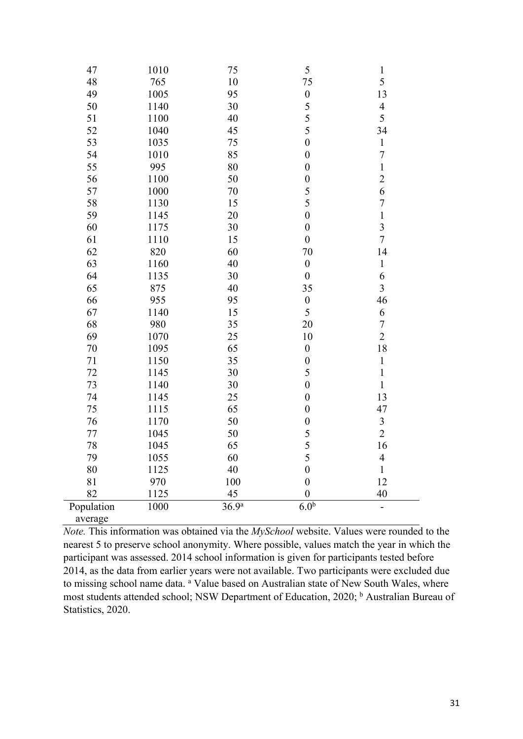| | | | | |
|---|---|---|---|---|
| 47 | 1010 | 75 | 5 | 1 |
| 48 | 765 | 10 | 75 | 5 |
| 49 | 1005 | 95 | 0 | 13 |
| 50 | 1140 | 30 | 5 | 4 |
| 51 | 1100 | 40 | 5 | 5 |
| 52 | 1040 | 45 | 5 | 34 |
| 53 | 1035 | 75 | 0 | 1 |
| 54 | 1010 | 85 | 0 | 7 |
| 55 | 995 | 80 | 0 | 1 |
| 56 | 1100 | 50 | 0 | 2 |
| 57 | 1000 | 70 | 5 | 6 |
| 58 | 1130 | 15 | 5 | 7 |
| 59 | 1145 | 20 | 0 | 1 |
| 60 | 1175 | 30 | 0 | 3 |
| 61 | 1110 | 15 | 0 | 7 |
| 62 | 820 | 60 | 70 | 14 |
| 63 | 1160 | 40 | 0 | 1 |
| 64 | 1135 | 30 | 0 | 6 |
| 65 | 875 | 40 | 35 | 3 |
| 66 | 955 | 95 | 0 | 46 |
| 67 | 1140 | 15 | 5 | 6 |
| 68 | 980 | 35 | 20 | 7 |
| 69 | 1070 | 25 | 10 | 2 |
| 70 | 1095 | 65 | 0 | 18 |
| 71 | 1150 | 35 | 0 | 1 |
| 72 | 1145 | 30 | 5 | 1 |
| 73 | 1140 | 30 | 0 | 1 |
| 74 | 1145 | 25 | 0 | 13 |
| 75 | 1115 | 65 | 0 | 47 |
| 76 | 1170 | 50 | 0 | 3 |
| 77 | 1045 | 50 | 5 | 2 |
| 78 | 1045 | 65 | 5 | 16 |
| 79 | 1055 | 60 | 5 | 4 |
| 80 | 1125 | 40 | 0 | 1 |
| 81 | 970 | 100 | 0 | 12 |
| 82 | 1125 | 45 | 0 | 40 |
| Population average | 1000 | 36.9[a] | 6.0[b] | - |

*Note.* This information was obtained via the *MySchool* website. Values were rounded to the nearest 5 to preserve school anonymity. Where possible, values match the year in which the participant was assessed. 2014 school information is given for participants tested before 2014, as the data from earlier years were not available. Two participants were excluded due to missing school name data. [a] Value based on Australian state of New South Wales, where most students attended school; NSW Department of Education, 2020; [b] Australian Bureau of Statistics, 2020.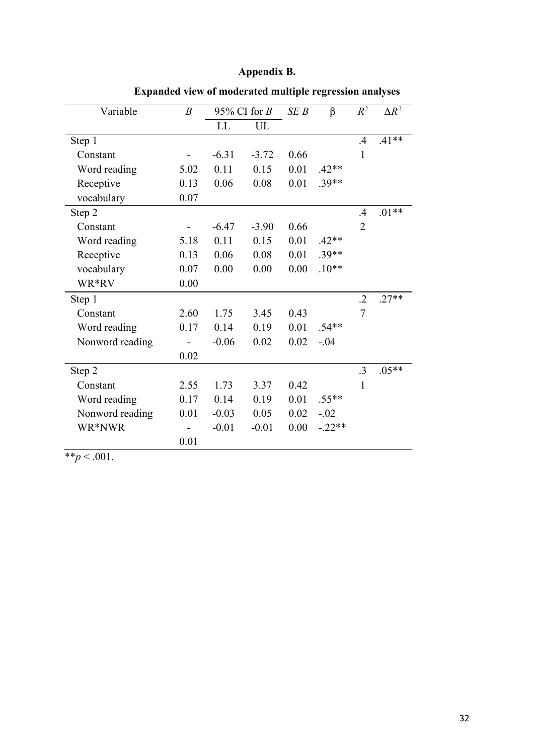## Appendix B.

**Expanded view of moderated multiple regression analyses**

| Variable | $B$ | 95% CI for $B$ | | $SE\ B$ | β | $R^2$ | $\Delta R^2$ |
|---|---|---|---|---|---|---|---|
| | | LL | UL | | | | |
| Step 1 | | | | | | .41 | .41** |
| Constant | -5.02 | -6.31 | -3.72 | 0.66 | | | |
| Word reading | 0.13 | 0.11 | 0.15 | 0.01 | .42** | | |
| Receptive vocabulary | 0.07 | 0.06 | 0.08 | 0.01 | .39** | | |
| Step 2 | | | | | | .42 | .01** |
| Constant | -5.18 | -6.47 | -3.90 | 0.66 | | | |
| Word reading | 0.13 | 0.11 | 0.15 | 0.01 | .42** | | |
| Receptive vocabulary | 0.07 | 0.06 | 0.08 | 0.01 | .39** | | |
| WR*RV | 0.00 | 0.00 | 0.00 | 0.00 | .10** | | |
| Step 1 | | | | | | .27 | .27** |
| Constant | 2.60 | 1.75 | 3.45 | 0.43 | | | |
| Word reading | 0.17 | 0.14 | 0.19 | 0.01 | .54** | | |
| Nonword reading | -0.02 | -0.06 | 0.02 | 0.02 | -.04 | | |
| Step 2 | | | | | | .31 | .05** |
| Constant | 2.55 | 1.73 | 3.37 | 0.42 | | | |
| Word reading | 0.17 | 0.14 | 0.19 | 0.01 | .55** | | |
| Nonword reading | 0.01 | -0.03 | 0.05 | 0.02 | -.02 | | |
| WR*NWR | -0.01 | -0.01 | -0.01 | 0.00 | -.22** | | |

**$p < .001$.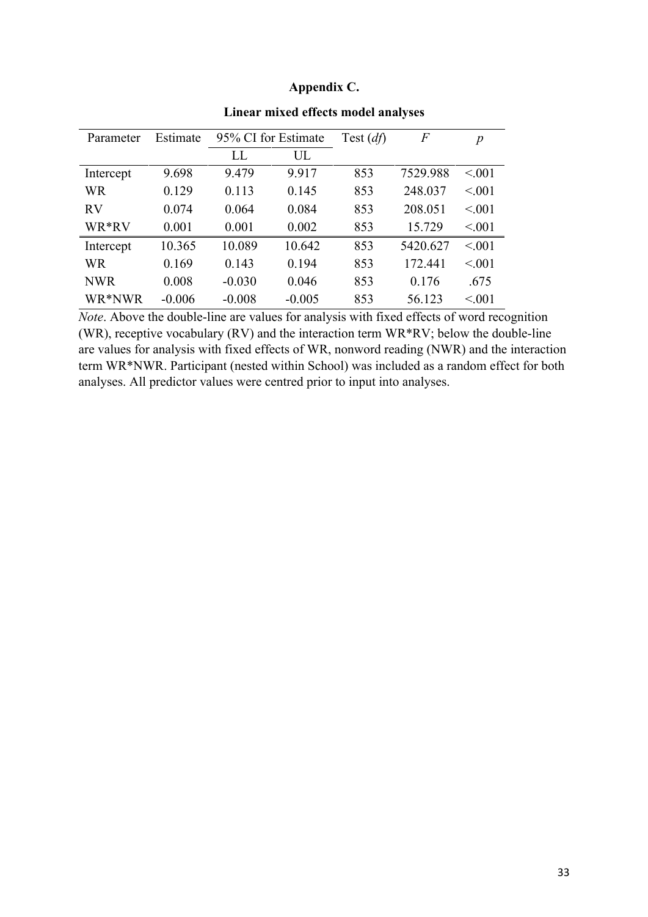**Appendix C.**

**Linear mixed effects model analyses**

| Parameter | Estimate | 95% CI for Estimate | | Test (*df*) | *F* | *p* |
|---|---|---|---|---|---|---|
| | | LL | UL | | | |
| Intercept | 9.698 | 9.479 | 9.917 | 853 | 7529.988 | <.001 |
| WR | 0.129 | 0.113 | 0.145 | 853 | 248.037 | <.001 |
| RV | 0.074 | 0.064 | 0.084 | 853 | 208.051 | <.001 |
| WR*RV | 0.001 | 0.001 | 0.002 | 853 | 15.729 | <.001 |
| Intercept | 10.365 | 10.089 | 10.642 | 853 | 5420.627 | <.001 |
| WR | 0.169 | 0.143 | 0.194 | 853 | 172.441 | <.001 |
| NWR | 0.008 | -0.030 | 0.046 | 853 | 0.176 | .675 |
| WR*NWR | -0.006 | -0.008 | -0.005 | 853 | 56.123 | <.001 |

*Note*. Above the double-line are values for analysis with fixed effects of word recognition (WR), receptive vocabulary (RV) and the interaction term WR*RV; below the double-line are values for analysis with fixed effects of WR, nonword reading (NWR) and the interaction term WR*NWR. Participant (nested within School) was included as a random effect for both analyses. All predictor values were centred prior to input into analyses.